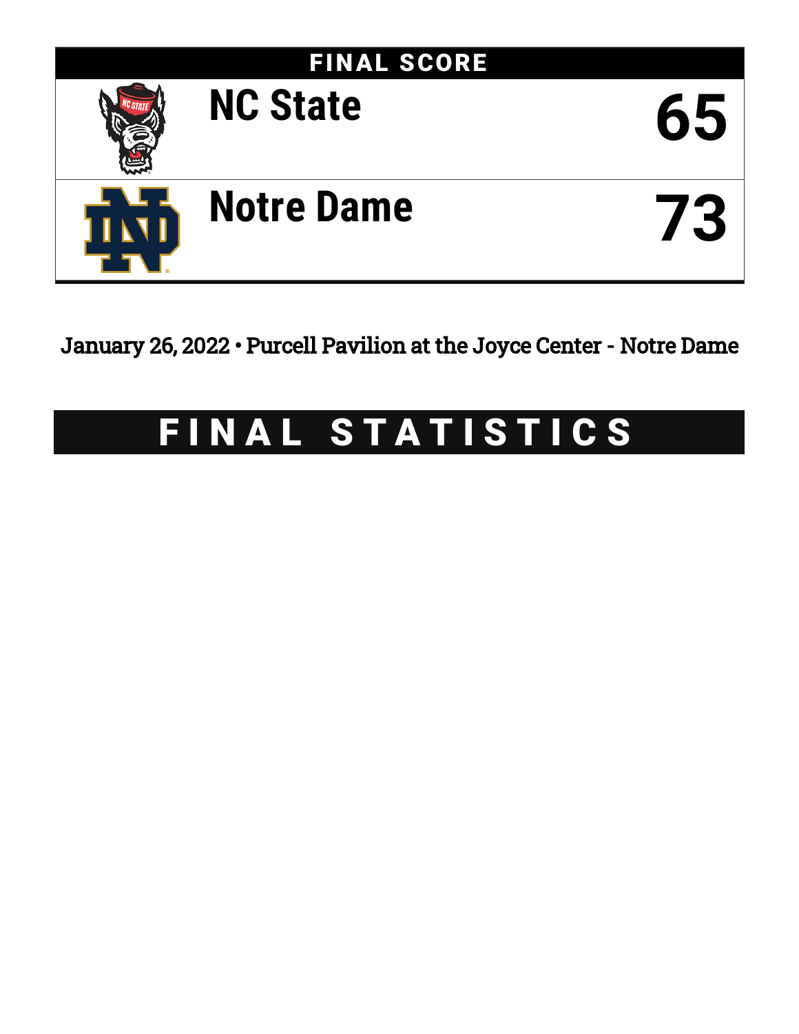## FINAL SCORE

| Team | Score |
|---|---|
| NC State | 65 |
| Notre Dame | 73 |

January 26, 2022 • Purcell Pavilion at the Joyce Center - Notre Dame

# FINAL STATISTICS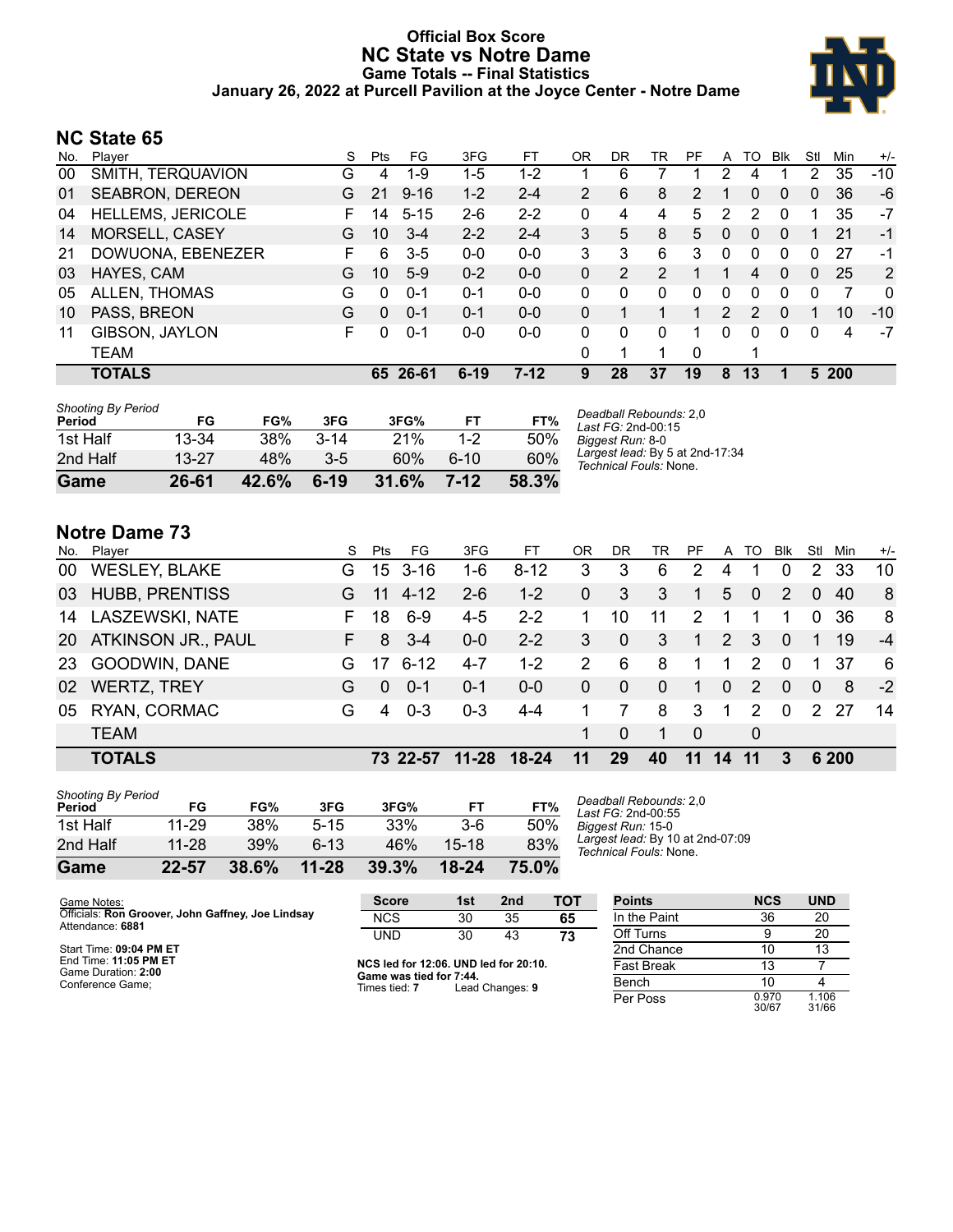# Official Box Score
## NC State vs Notre Dame
### Game Totals -- Final Statistics
### January 26, 2022 at Purcell Pavilion at the Joyce Center - Notre Dame

## NC State 65

| No. | Player | S | Pts | FG | 3FG | FT | OR | DR | TR | PF | A | TO | Blk | Stl | Min | +/- |
|---|---|---|---|---|---|---|---|---|---|---|---|---|---|---|---|---|
| 00 | SMITH, TERQUAVION | G | 4 | 1-9 | 1-5 | 1-2 | 1 | 6 | 7 | 1 | 2 | 4 | 1 | 2 | 35 | -10 |
| 01 | SEABRON, DEREON | G | 21 | 9-16 | 1-2 | 2-4 | 2 | 6 | 8 | 2 | 1 | 0 | 0 | 0 | 36 | -6 |
| 04 | HELLEMS, JERICOLE | F | 14 | 5-15 | 2-6 | 2-2 | 0 | 4 | 4 | 5 | 2 | 2 | 0 | 1 | 35 | -7 |
| 14 | MORSELL, CASEY | G | 10 | 3-4 | 2-2 | 2-4 | 3 | 5 | 8 | 5 | 0 | 0 | 0 | 1 | 21 | -1 |
| 21 | DOWUONA, EBENEZER | F | 6 | 3-5 | 0-0 | 0-0 | 3 | 3 | 6 | 3 | 0 | 0 | 0 | 0 | 27 | -1 |
| 03 | HAYES, CAM | G | 10 | 5-9 | 0-2 | 0-0 | 0 | 2 | 2 | 1 | 1 | 4 | 0 | 0 | 25 | 2 |
| 05 | ALLEN, THOMAS | G | 0 | 0-1 | 0-1 | 0-0 | 0 | 0 | 0 | 0 | 0 | 0 | 0 | 0 | 7 | 0 |
| 10 | PASS, BREON | G | 0 | 0-1 | 0-1 | 0-0 | 0 | 1 | 1 | 1 | 2 | 2 | 0 | 1 | 10 | -10 |
| 11 | GIBSON, JAYLON | F | 0 | 0-1 | 0-0 | 0-0 | 0 | 0 | 0 | 1 | 0 | 0 | 0 | 0 | 4 | -7 |
| | TEAM | | | | | | 0 | 1 | 1 | 0 | | 1 | | | | |
| | **TOTALS** | | **65** | **26-61** | **6-19** | **7-12** | **9** | **28** | **37** | **19** | **8** | **13** | **1** | **5** | **200** | |

| Shooting By Period Period | FG | FG% | 3FG | 3FG% | FT | FT% |
|---|---|---|---|---|---|---|
| 1st Half | 13-34 | 38% | 3-14 | 21% | 1-2 | 50% |
| 2nd Half | 13-27 | 48% | 3-5 | 60% | 6-10 | 60% |
| **Game** | **26-61** | **42.6%** | **6-19** | **31.6%** | **7-12** | **58.3%** |

*Deadball Rebounds:* 2,0
*Last FG:* 2nd-00:15
*Biggest Run:* 8-0
*Largest lead:* By 5 at 2nd-17:34
*Technical Fouls:* None.

## Notre Dame 73

| No. | Player | S | Pts | FG | 3FG | FT | OR | DR | TR | PF | A | TO | Blk | Stl | Min | +/- |
|---|---|---|---|---|---|---|---|---|---|---|---|---|---|---|---|---|
| 00 | WESLEY, BLAKE | G | 15 | 3-16 | 1-6 | 8-12 | 3 | 3 | 6 | 2 | 4 | 1 | 0 | 2 | 33 | 10 |
| 03 | HUBB, PRENTISS | G | 11 | 4-12 | 2-6 | 1-2 | 0 | 3 | 3 | 1 | 5 | 0 | 2 | 0 | 40 | 8 |
| 14 | LASZEWSKI, NATE | F | 18 | 6-9 | 4-5 | 2-2 | 1 | 10 | 11 | 2 | 1 | 1 | 1 | 0 | 36 | 8 |
| 20 | ATKINSON JR., PAUL | F | 8 | 3-4 | 0-0 | 2-2 | 3 | 0 | 3 | 1 | 2 | 3 | 0 | 1 | 19 | -4 |
| 23 | GOODWIN, DANE | G | 17 | 6-12 | 4-7 | 1-2 | 2 | 6 | 8 | 1 | 1 | 2 | 0 | 1 | 37 | 6 |
| 02 | WERTZ, TREY | G | 0 | 0-1 | 0-1 | 0-0 | 0 | 0 | 0 | 1 | 0 | 2 | 0 | 0 | 8 | -2 |
| 05 | RYAN, CORMAC | G | 4 | 0-3 | 0-3 | 4-4 | 1 | 7 | 8 | 3 | 1 | 2 | 0 | 2 | 27 | 14 |
| | TEAM | | | | | | 1 | 0 | 1 | 0 | | 0 | | | | |
| | **TOTALS** | | **73** | **22-57** | **11-28** | **18-24** | **11** | **29** | **40** | **11** | **14** | **11** | **3** | **6** | **200** | |

| Shooting By Period Period | FG | FG% | 3FG | 3FG% | FT | FT% |
|---|---|---|---|---|---|---|
| 1st Half | 11-29 | 38% | 5-15 | 33% | 3-6 | 50% |
| 2nd Half | 11-28 | 39% | 6-13 | 46% | 15-18 | 83% |
| **Game** | **22-57** | **38.6%** | **11-28** | **39.3%** | **18-24** | **75.0%** |

*Deadball Rebounds:* 2,0
*Last FG:* 2nd-00:55
*Biggest Run:* 15-0
*Largest lead:* By 10 at 2nd-07:09
*Technical Fouls:* None.

Game Notes:
Officials: **Ron Groover, John Gaffney, Joe Lindsay**
Attendance: **6881**

Start Time: **09:04 PM ET**
End Time: **11:05 PM ET**
Game Duration: **2:00**
Conference Game;

| Score | 1st | 2nd | TOT |
|---|---|---|---|
| NCS | 30 | 35 | **65** |
| UND | 30 | 43 | **73** |

**NCS led for 12:06. UND led for 20:10.**
**Game was tied for 7:44.**
Times tied: **7** Lead Changes: **9**

| Points | NCS | UND |
|---|---|---|
| In the Paint | 36 | 20 |
| Off Turns | 9 | 20 |
| 2nd Chance | 10 | 13 |
| Fast Break | 13 | 7 |
| Bench | 10 | 4 |
| Per Poss | 0.970 30/67 | 1.106 31/66 |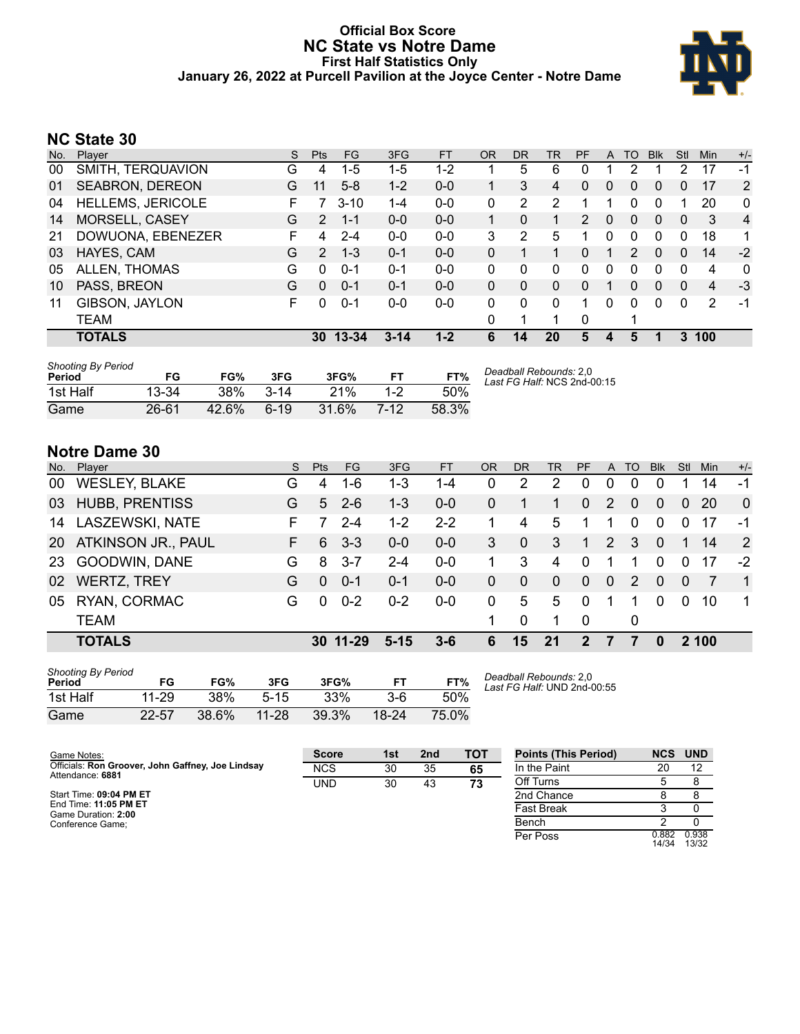# Official Box Score
## NC State vs Notre Dame
### First Half Statistics Only
### January 26, 2022 at Purcell Pavilion at the Joyce Center - Notre Dame

## NC State 30

| No. | Player | S | Pts | FG | 3FG | FT | OR | DR | TR | PF | A | TO | Blk | Stl | Min | +/- |
|---|---|---|---|---|---|---|---|---|---|---|---|---|---|---|---|---|
| 00 | SMITH, TERQUAVION | G | 4 | 1-5 | 1-5 | 1-2 | 1 | 5 | 6 | 0 | 1 | 2 | 1 | 2 | 17 | -1 |
| 01 | SEABRON, DEREON | G | 11 | 5-8 | 1-2 | 0-0 | 1 | 3 | 4 | 0 | 0 | 0 | 0 | 0 | 17 | 2 |
| 04 | HELLEMS, JERICOLE | F | 7 | 3-10 | 1-4 | 0-0 | 0 | 2 | 2 | 1 | 1 | 0 | 0 | 1 | 20 | 0 |
| 14 | MORSELL, CASEY | G | 2 | 1-1 | 0-0 | 0-0 | 1 | 0 | 1 | 2 | 0 | 0 | 0 | 0 | 3 | 4 |
| 21 | DOWUONA, EBENEZER | F | 4 | 2-4 | 0-0 | 0-0 | 3 | 2 | 5 | 1 | 0 | 0 | 0 | 0 | 18 | 1 |
| 03 | HAYES, CAM | G | 2 | 1-3 | 0-1 | 0-0 | 0 | 1 | 1 | 0 | 1 | 2 | 0 | 0 | 14 | -2 |
| 05 | ALLEN, THOMAS | G | 0 | 0-1 | 0-1 | 0-0 | 0 | 0 | 0 | 0 | 0 | 0 | 0 | 0 | 4 | 0 |
| 10 | PASS, BREON | G | 0 | 0-1 | 0-1 | 0-0 | 0 | 0 | 0 | 0 | 1 | 0 | 0 | 0 | 4 | -3 |
| 11 | GIBSON, JAYLON | F | 0 | 0-1 | 0-0 | 0-0 | 0 | 0 | 0 | 1 | 0 | 0 | 0 | 0 | 2 | -1 |
| | TEAM | | | | | | 0 | 1 | 1 | 0 | | 1 | | | | |
| | **TOTALS** | | **30** | **13-34** | **3-14** | **1-2** | **6** | **14** | **20** | **5** | **4** | **5** | **1** | **3** | **100** | |

*Shooting By Period*

| Period | FG | FG% | 3FG | 3FG% | FT | FT% |
|---|---|---|---|---|---|---|
| 1st Half | 13-34 | 38% | 3-14 | 21% | 1-2 | 50% |
| Game | 26-61 | 42.6% | 6-19 | 31.6% | 7-12 | 58.3% |

*Deadball Rebounds:* 2,0
*Last FG Half:* NCS 2nd-00:15

## Notre Dame 30

| No. | Player | S | Pts | FG | 3FG | FT | OR | DR | TR | PF | A | TO | Blk | Stl | Min | +/- |
|---|---|---|---|---|---|---|---|---|---|---|---|---|---|---|---|---|
| 00 | WESLEY, BLAKE | G | 4 | 1-6 | 1-3 | 1-4 | 0 | 2 | 2 | 0 | 0 | 0 | 0 | 1 | 14 | -1 |
| 03 | HUBB, PRENTISS | G | 5 | 2-6 | 1-3 | 0-0 | 0 | 1 | 1 | 0 | 2 | 0 | 0 | 0 | 20 | 0 |
| 14 | LASZEWSKI, NATE | F | 7 | 2-4 | 1-2 | 2-2 | 1 | 4 | 5 | 1 | 1 | 0 | 0 | 0 | 17 | -1 |
| 20 | ATKINSON JR., PAUL | F | 6 | 3-3 | 0-0 | 0-0 | 3 | 0 | 3 | 1 | 2 | 3 | 0 | 1 | 14 | 2 |
| 23 | GOODWIN, DANE | G | 8 | 3-7 | 2-4 | 0-0 | 1 | 3 | 4 | 0 | 1 | 1 | 0 | 0 | 17 | -2 |
| 02 | WERTZ, TREY | G | 0 | 0-1 | 0-1 | 0-0 | 0 | 0 | 0 | 0 | 0 | 2 | 0 | 0 | 7 | 1 |
| 05 | RYAN, CORMAC | G | 0 | 0-2 | 0-2 | 0-0 | 0 | 5 | 5 | 0 | 1 | 1 | 0 | 0 | 10 | 1 |
| | TEAM | | | | | | 1 | 0 | 1 | 0 | | 0 | | | | |
| | **TOTALS** | | **30** | **11-29** | **5-15** | **3-6** | **6** | **15** | **21** | **2** | **7** | **7** | **0** | **2** | **100** | |

*Shooting By Period*

| Period | FG | FG% | 3FG | 3FG% | FT | FT% |
|---|---|---|---|---|---|---|
| 1st Half | 11-29 | 38% | 5-15 | 33% | 3-6 | 50% |
| Game | 22-57 | 38.6% | 11-28 | 39.3% | 18-24 | 75.0% |

*Deadball Rebounds:* 2,0
*Last FG Half:* UND 2nd-00:55

Game Notes:
Officials: **Ron Groover, John Gaffney, Joe Lindsay**
Attendance: **6881**

Start Time: **09:04 PM ET**
End Time: **11:05 PM ET**
Game Duration: **2:00**
Conference Game;

| Score | 1st | 2nd | TOT |
|---|---|---|---|
| NCS | 30 | 35 | **65** |
| UND | 30 | 43 | **73** |

| Points (This Period) | NCS | UND |
|---|---|---|
| In the Paint | 20 | 12 |
| Off Turns | 5 | 8 |
| 2nd Chance | 8 | 8 |
| Fast Break | 3 | 0 |
| Bench | 2 | 0 |
| Per Poss | 0.882 14/34 | 0.938 13/32 |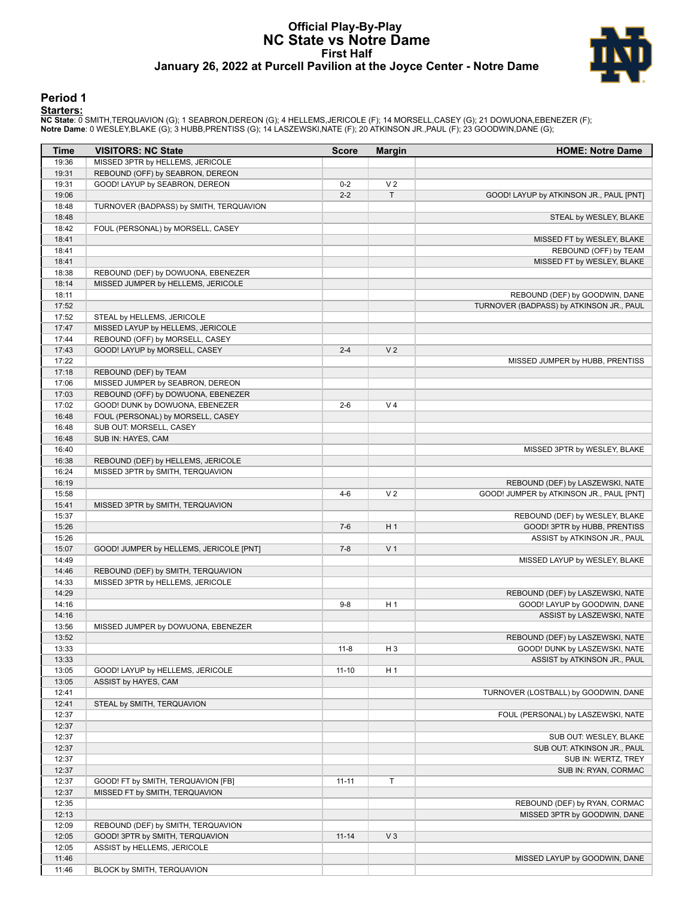# Official Play-By-Play
## NC State vs Notre Dame
### First Half
### January 26, 2022 at Purcell Pavilion at the Joyce Center - Notre Dame

## Period 1

**Starters:**

**NC State**: 0 SMITH,TERQUAVION (G); 1 SEABRON,DEREON (G); 4 HELLEMS,JERICOLE (F); 14 MORSELL,CASEY (G); 21 DOWUONA,EBENEZER (F);
**Notre Dame**: 0 WESLEY,BLAKE (G); 3 HUBB,PRENTISS (G); 14 LASZEWSKI,NATE (F); 20 ATKINSON JR.,PAUL (F); 23 GOODWIN,DANE (G);

| Time | VISITORS: NC State | Score | Margin | HOME: Notre Dame |
|---|---|---|---|---|
| 19:36 | MISSED 3PTR by HELLEMS, JERICOLE | | | |
| 19:31 | REBOUND (OFF) by SEABRON, DEREON | | | |
| 19:31 | GOOD! LAYUP by SEABRON, DEREON | 0-2 | V 2 | |
| 19:06 | | 2-2 | T | GOOD! LAYUP by ATKINSON JR., PAUL [PNT] |
| 18:48 | TURNOVER (BADPASS) by SMITH, TERQUAVION | | | |
| 18:48 | | | | STEAL by WESLEY, BLAKE |
| 18:42 | FOUL (PERSONAL) by MORSELL, CASEY | | | |
| 18:41 | | | | MISSED FT by WESLEY, BLAKE |
| 18:41 | | | | REBOUND (OFF) by TEAM |
| 18:41 | | | | MISSED FT by WESLEY, BLAKE |
| 18:38 | REBOUND (DEF) by DOWUONA, EBENEZER | | | |
| 18:14 | MISSED JUMPER by HELLEMS, JERICOLE | | | |
| 18:11 | | | | REBOUND (DEF) by GOODWIN, DANE |
| 17:52 | | | | TURNOVER (BADPASS) by ATKINSON JR., PAUL |
| 17:52 | STEAL by HELLEMS, JERICOLE | | | |
| 17:47 | MISSED LAYUP by HELLEMS, JERICOLE | | | |
| 17:44 | REBOUND (OFF) by MORSELL, CASEY | | | |
| 17:43 | GOOD! LAYUP by MORSELL, CASEY | 2-4 | V 2 | |
| 17:22 | | | | MISSED JUMPER by HUBB, PRENTISS |
| 17:18 | REBOUND (DEF) by TEAM | | | |
| 17:06 | MISSED JUMPER by SEABRON, DEREON | | | |
| 17:03 | REBOUND (OFF) by DOWUONA, EBENEZER | | | |
| 17:02 | GOOD! DUNK by DOWUONA, EBENEZER | 2-6 | V 4 | |
| 16:48 | FOUL (PERSONAL) by MORSELL, CASEY | | | |
| 16:48 | SUB OUT: MORSELL, CASEY | | | |
| 16:48 | SUB IN: HAYES, CAM | | | |
| 16:40 | | | | MISSED 3PTR by WESLEY, BLAKE |
| 16:38 | REBOUND (DEF) by HELLEMS, JERICOLE | | | |
| 16:24 | MISSED 3PTR by SMITH, TERQUAVION | | | |
| 16:19 | | | | REBOUND (DEF) by LASZEWSKI, NATE |
| 15:58 | | 4-6 | V 2 | GOOD! JUMPER by ATKINSON JR., PAUL [PNT] |
| 15:41 | MISSED 3PTR by SMITH, TERQUAVION | | | |
| 15:37 | | | | REBOUND (DEF) by WESLEY, BLAKE |
| 15:26 | | 7-6 | H 1 | GOOD! 3PTR by HUBB, PRENTISS |
| 15:26 | | | | ASSIST by ATKINSON JR., PAUL |
| 15:07 | GOOD! JUMPER by HELLEMS, JERICOLE [PNT] | 7-8 | V 1 | |
| 14:49 | | | | MISSED LAYUP by WESLEY, BLAKE |
| 14:46 | REBOUND (DEF) by SMITH, TERQUAVION | | | |
| 14:33 | MISSED 3PTR by HELLEMS, JERICOLE | | | |
| 14:29 | | | | REBOUND (DEF) by LASZEWSKI, NATE |
| 14:16 | | 9-8 | H 1 | GOOD! LAYUP by GOODWIN, DANE |
| 14:16 | | | | ASSIST by LASZEWSKI, NATE |
| 13:56 | MISSED JUMPER by DOWUONA, EBENEZER | | | |
| 13:52 | | | | REBOUND (DEF) by LASZEWSKI, NATE |
| 13:33 | | 11-8 | H 3 | GOOD! DUNK by LASZEWSKI, NATE |
| 13:33 | | | | ASSIST by ATKINSON JR., PAUL |
| 13:05 | GOOD! LAYUP by HELLEMS, JERICOLE | 11-10 | H 1 | |
| 13:05 | ASSIST by HAYES, CAM | | | |
| 12:41 | | | | TURNOVER (LOSTBALL) by GOODWIN, DANE |
| 12:41 | STEAL by SMITH, TERQUAVION | | | |
| 12:37 | | | | FOUL (PERSONAL) by LASZEWSKI, NATE |
| 12:37 | | | | |
| 12:37 | | | | SUB OUT: WESLEY, BLAKE |
| 12:37 | | | | SUB OUT: ATKINSON JR., PAUL |
| 12:37 | | | | SUB IN: WERTZ, TREY |
| 12:37 | | | | SUB IN: RYAN, CORMAC |
| 12:37 | GOOD! FT by SMITH, TERQUAVION [FB] | 11-11 | T | |
| 12:37 | MISSED FT by SMITH, TERQUAVION | | | |
| 12:35 | | | | REBOUND (DEF) by RYAN, CORMAC |
| 12:13 | | | | MISSED 3PTR by GOODWIN, DANE |
| 12:09 | REBOUND (DEF) by SMITH, TERQUAVION | | | |
| 12:05 | GOOD! 3PTR by SMITH, TERQUAVION | 11-14 | V 3 | |
| 12:05 | ASSIST by HELLEMS, JERICOLE | | | |
| 11:46 | | | | MISSED LAYUP by GOODWIN, DANE |
| 11:46 | BLOCK by SMITH, TERQUAVION | | | |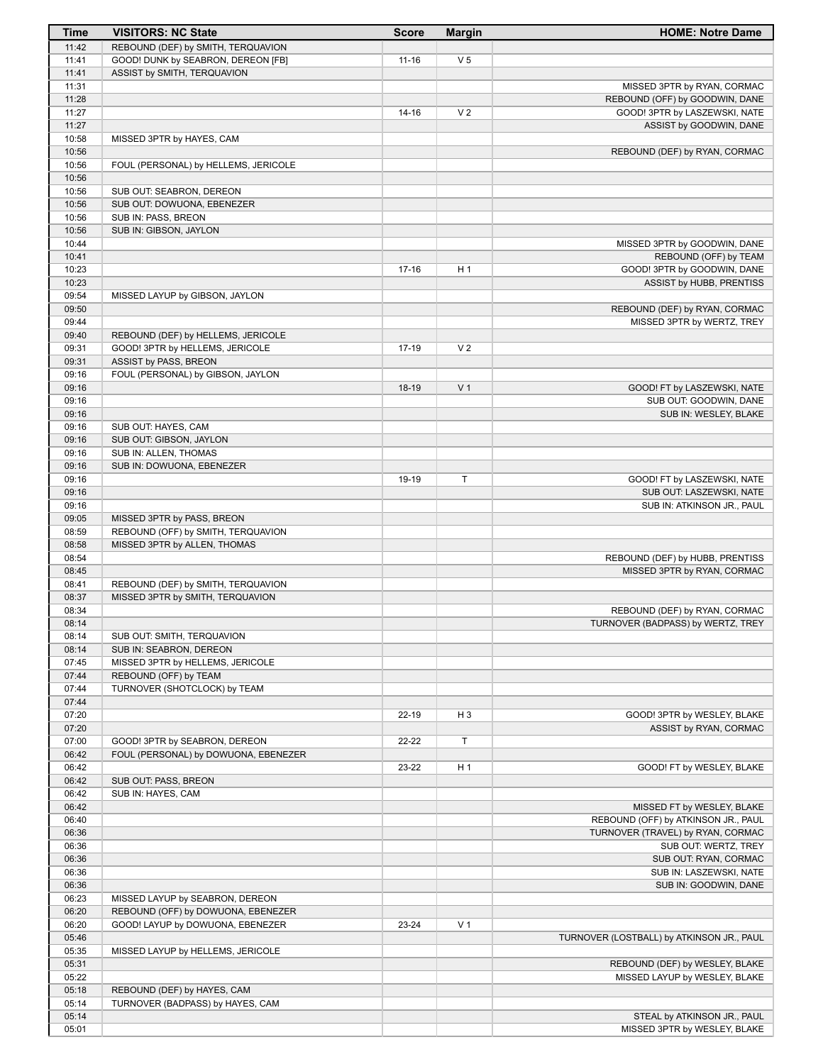| Time | VISITORS: NC State | Score | Margin | HOME: Notre Dame |
|---|---|---|---|---|
| 11:42 | REBOUND (DEF) by SMITH, TERQUAVION | | | |
| 11:41 | GOOD! DUNK by SEABRON, DEREON [FB] | 11-16 | V 5 | |
| 11:41 | ASSIST by SMITH, TERQUAVION | | | |
| 11:31 | | | | MISSED 3PTR by RYAN, CORMAC |
| 11:28 | | | | REBOUND (OFF) by GOODWIN, DANE |
| 11:27 | | 14-16 | V 2 | GOOD! 3PTR by LASZEWSKI, NATE |
| 11:27 | | | | ASSIST by GOODWIN, DANE |
| 10:58 | MISSED 3PTR by HAYES, CAM | | | |
| 10:56 | | | | REBOUND (DEF) by RYAN, CORMAC |
| 10:56 | FOUL (PERSONAL) by HELLEMS, JERICOLE | | | |
| 10:56 | | | | |
| 10:56 | SUB OUT: SEABRON, DEREON | | | |
| 10:56 | SUB OUT: DOWUONA, EBENEZER | | | |
| 10:56 | SUB IN: PASS, BREON | | | |
| 10:56 | SUB IN: GIBSON, JAYLON | | | |
| 10:44 | | | | MISSED 3PTR by GOODWIN, DANE |
| 10:41 | | | | REBOUND (OFF) by TEAM |
| 10:23 | | 17-16 | H 1 | GOOD! 3PTR by GOODWIN, DANE |
| 10:23 | | | | ASSIST by HUBB, PRENTISS |
| 09:54 | MISSED LAYUP by GIBSON, JAYLON | | | |
| 09:50 | | | | REBOUND (DEF) by RYAN, CORMAC |
| 09:44 | | | | MISSED 3PTR by WERTZ, TREY |
| 09:40 | REBOUND (DEF) by HELLEMS, JERICOLE | | | |
| 09:31 | GOOD! 3PTR by HELLEMS, JERICOLE | 17-19 | V 2 | |
| 09:31 | ASSIST by PASS, BREON | | | |
| 09:16 | FOUL (PERSONAL) by GIBSON, JAYLON | | | |
| 09:16 | | 18-19 | V 1 | GOOD! FT by LASZEWSKI, NATE |
| 09:16 | | | | SUB OUT: GOODWIN, DANE |
| 09:16 | | | | SUB IN: WESLEY, BLAKE |
| 09:16 | SUB OUT: HAYES, CAM | | | |
| 09:16 | SUB OUT: GIBSON, JAYLON | | | |
| 09:16 | SUB IN: ALLEN, THOMAS | | | |
| 09:16 | SUB IN: DOWUONA, EBENEZER | | | |
| 09:16 | | 19-19 | T | GOOD! FT by LASZEWSKI, NATE |
| 09:16 | | | | SUB OUT: LASZEWSKI, NATE |
| 09:16 | | | | SUB IN: ATKINSON JR., PAUL |
| 09:05 | MISSED 3PTR by PASS, BREON | | | |
| 08:59 | REBOUND (OFF) by SMITH, TERQUAVION | | | |
| 08:58 | MISSED 3PTR by ALLEN, THOMAS | | | |
| 08:54 | | | | REBOUND (DEF) by HUBB, PRENTISS |
| 08:45 | | | | MISSED 3PTR by RYAN, CORMAC |
| 08:41 | REBOUND (DEF) by SMITH, TERQUAVION | | | |
| 08:37 | MISSED 3PTR by SMITH, TERQUAVION | | | |
| 08:34 | | | | REBOUND (DEF) by RYAN, CORMAC |
| 08:14 | | | | TURNOVER (BADPASS) by WERTZ, TREY |
| 08:14 | SUB OUT: SMITH, TERQUAVION | | | |
| 08:14 | SUB IN: SEABRON, DEREON | | | |
| 07:45 | MISSED 3PTR by HELLEMS, JERICOLE | | | |
| 07:44 | REBOUND (OFF) by TEAM | | | |
| 07:44 | TURNOVER (SHOTCLOCK) by TEAM | | | |
| 07:44 | | | | |
| 07:20 | | 22-19 | H 3 | GOOD! 3PTR by WESLEY, BLAKE |
| 07:20 | | | | ASSIST by RYAN, CORMAC |
| 07:00 | GOOD! 3PTR by SEABRON, DEREON | 22-22 | T | |
| 06:42 | FOUL (PERSONAL) by DOWUONA, EBENEZER | | | |
| 06:42 | | 23-22 | H 1 | GOOD! FT by WESLEY, BLAKE |
| 06:42 | SUB OUT: PASS, BREON | | | |
| 06:42 | SUB IN: HAYES, CAM | | | |
| 06:42 | | | | MISSED FT by WESLEY, BLAKE |
| 06:40 | | | | REBOUND (OFF) by ATKINSON JR., PAUL |
| 06:36 | | | | TURNOVER (TRAVEL) by RYAN, CORMAC |
| 06:36 | | | | SUB OUT: WERTZ, TREY |
| 06:36 | | | | SUB OUT: RYAN, CORMAC |
| 06:36 | | | | SUB IN: LASZEWSKI, NATE |
| 06:36 | | | | SUB IN: GOODWIN, DANE |
| 06:23 | MISSED LAYUP by SEABRON, DEREON | | | |
| 06:20 | REBOUND (OFF) by DOWUONA, EBENEZER | | | |
| 06:20 | GOOD! LAYUP by DOWUONA, EBENEZER | 23-24 | V 1 | |
| 05:46 | | | | TURNOVER (LOSTBALL) by ATKINSON JR., PAUL |
| 05:35 | MISSED LAYUP by HELLEMS, JERICOLE | | | |
| 05:31 | | | | REBOUND (DEF) by WESLEY, BLAKE |
| 05:22 | | | | MISSED LAYUP by WESLEY, BLAKE |
| 05:18 | REBOUND (DEF) by HAYES, CAM | | | |
| 05:14 | TURNOVER (BADPASS) by HAYES, CAM | | | |
| 05:14 | | | | STEAL by ATKINSON JR., PAUL |
| 05:01 | | | | MISSED 3PTR by WESLEY, BLAKE |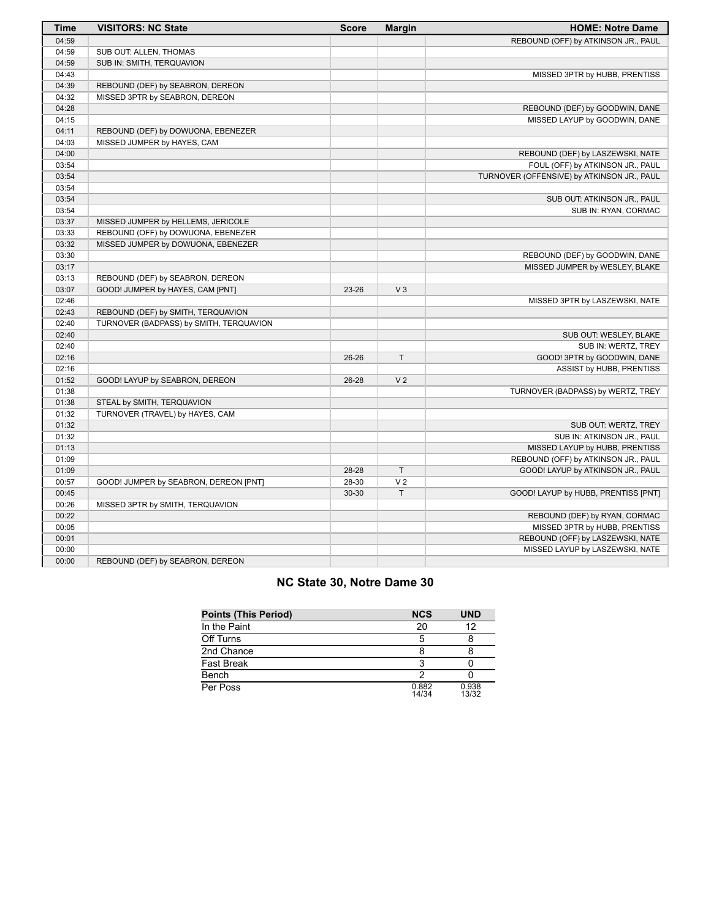| Time | VISITORS: NC State | Score | Margin | HOME: Notre Dame |
| --- | --- | --- | --- | --- |
| 04:59 | | | | REBOUND (OFF) by ATKINSON JR., PAUL |
| 04:59 | SUB OUT: ALLEN, THOMAS | | | |
| 04:59 | SUB IN: SMITH, TERQUAVION | | | |
| 04:43 | | | | MISSED 3PTR by HUBB, PRENTISS |
| 04:39 | REBOUND (DEF) by SEABRON, DEREON | | | |
| 04:32 | MISSED 3PTR by SEABRON, DEREON | | | |
| 04:28 | | | | REBOUND (DEF) by GOODWIN, DANE |
| 04:15 | | | | MISSED LAYUP by GOODWIN, DANE |
| 04:11 | REBOUND (DEF) by DOWUONA, EBENEZER | | | |
| 04:03 | MISSED JUMPER by HAYES, CAM | | | |
| 04:00 | | | | REBOUND (DEF) by LASZEWSKI, NATE |
| 03:54 | | | | FOUL (OFF) by ATKINSON JR., PAUL |
| 03:54 | | | | TURNOVER (OFFENSIVE) by ATKINSON JR., PAUL |
| 03:54 | | | | |
| 03:54 | | | | SUB OUT: ATKINSON JR., PAUL |
| 03:54 | | | | SUB IN: RYAN, CORMAC |
| 03:37 | MISSED JUMPER by HELLEMS, JERICOLE | | | |
| 03:33 | REBOUND (OFF) by DOWUONA, EBENEZER | | | |
| 03:32 | MISSED JUMPER by DOWUONA, EBENEZER | | | |
| 03:30 | | | | REBOUND (DEF) by GOODWIN, DANE |
| 03:17 | | | | MISSED JUMPER by WESLEY, BLAKE |
| 03:13 | REBOUND (DEF) by SEABRON, DEREON | | | |
| 03:07 | GOOD! JUMPER by HAYES, CAM [PNT] | 23-26 | V 3 | |
| 02:46 | | | | MISSED 3PTR by LASZEWSKI, NATE |
| 02:43 | REBOUND (DEF) by SMITH, TERQUAVION | | | |
| 02:40 | TURNOVER (BADPASS) by SMITH, TERQUAVION | | | |
| 02:40 | | | | SUB OUT: WESLEY, BLAKE |
| 02:40 | | | | SUB IN: WERTZ, TREY |
| 02:16 | | 26-26 | T | GOOD! 3PTR by GOODWIN, DANE |
| 02:16 | | | | ASSIST by HUBB, PRENTISS |
| 01:52 | GOOD! LAYUP by SEABRON, DEREON | 26-28 | V 2 | |
| 01:38 | | | | TURNOVER (BADPASS) by WERTZ, TREY |
| 01:38 | STEAL by SMITH, TERQUAVION | | | |
| 01:32 | TURNOVER (TRAVEL) by HAYES, CAM | | | |
| 01:32 | | | | SUB OUT: WERTZ, TREY |
| 01:32 | | | | SUB IN: ATKINSON JR., PAUL |
| 01:13 | | | | MISSED LAYUP by HUBB, PRENTISS |
| 01:09 | | | | REBOUND (OFF) by ATKINSON JR., PAUL |
| 01:09 | | 28-28 | T | GOOD! LAYUP by ATKINSON JR., PAUL |
| 00:57 | GOOD! JUMPER by SEABRON, DEREON [PNT] | 28-30 | V 2 | |
| 00:45 | | 30-30 | T | GOOD! LAYUP by HUBB, PRENTISS [PNT] |
| 00:26 | MISSED 3PTR by SMITH, TERQUAVION | | | |
| 00:22 | | | | REBOUND (DEF) by RYAN, CORMAC |
| 00:05 | | | | MISSED 3PTR by HUBB, PRENTISS |
| 00:01 | | | | REBOUND (OFF) by LASZEWSKI, NATE |
| 00:00 | | | | MISSED LAYUP by LASZEWSKI, NATE |
| 00:00 | REBOUND (DEF) by SEABRON, DEREON | | | |

## NC State 30, Notre Dame 30

| Points (This Period) | NCS | UND |
| --- | --- | --- |
| In the Paint | 20 | 12 |
| Off Turns | 5 | 8 |
| 2nd Chance | 8 | 8 |
| Fast Break | 3 | 0 |
| Bench | 2 | 0 |
| Per Poss | 0.882 14/34 | 0.938 13/32 |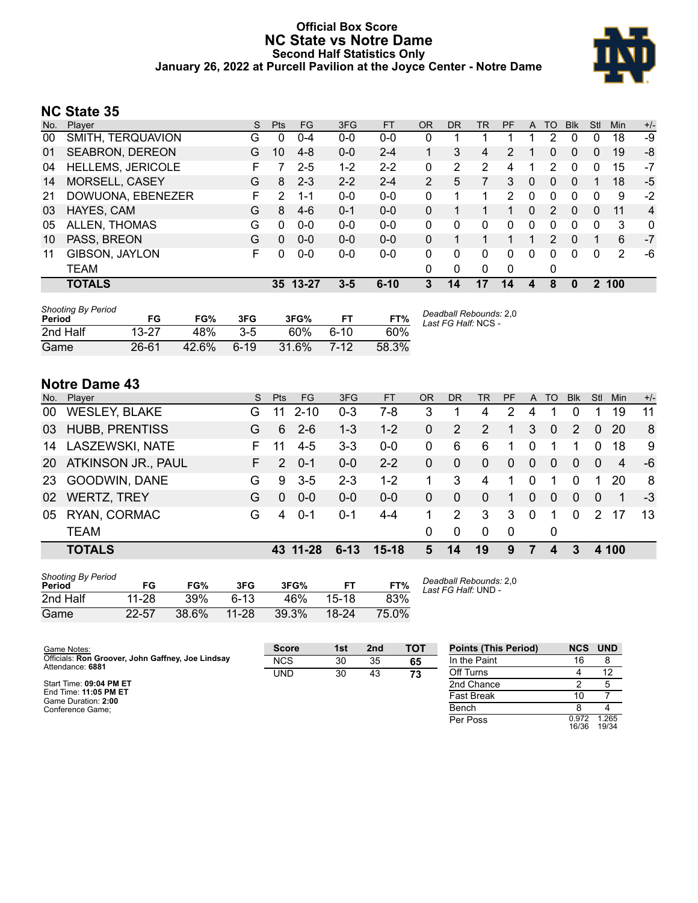# Official Box Score
## NC State vs Notre Dame
### Second Half Statistics Only
### January 26, 2022 at Purcell Pavilion at the Joyce Center - Notre Dame

## NC State 35

| No. | Player | S | Pts | FG | 3FG | FT | OR | DR | TR | PF | A | TO | Blk | Stl | Min | +/- |
|---|---|---|---|---|---|---|---|---|---|---|---|---|---|---|---|---|
| 00 | SMITH, TERQUAVION | G | 0 | 0-4 | 0-0 | 0-0 | 0 | 1 | 1 | 1 | 1 | 2 | 0 | 0 | 18 | -9 |
| 01 | SEABRON, DEREON | G | 10 | 4-8 | 0-0 | 2-4 | 1 | 3 | 4 | 2 | 1 | 0 | 0 | 0 | 19 | -8 |
| 04 | HELLEMS, JERICOLE | F | 7 | 2-5 | 1-2 | 2-2 | 0 | 2 | 2 | 4 | 1 | 2 | 0 | 0 | 15 | -7 |
| 14 | MORSELL, CASEY | G | 8 | 2-3 | 2-2 | 2-4 | 2 | 5 | 7 | 3 | 0 | 0 | 0 | 1 | 18 | -5 |
| 21 | DOWUONA, EBENEZER | F | 2 | 1-1 | 0-0 | 0-0 | 0 | 1 | 1 | 2 | 0 | 0 | 0 | 0 | 9 | -2 |
| 03 | HAYES, CAM | G | 8 | 4-6 | 0-1 | 0-0 | 0 | 1 | 1 | 1 | 0 | 2 | 0 | 0 | 11 | 4 |
| 05 | ALLEN, THOMAS | G | 0 | 0-0 | 0-0 | 0-0 | 0 | 0 | 0 | 0 | 0 | 0 | 0 | 0 | 3 | 0 |
| 10 | PASS, BREON | G | 0 | 0-0 | 0-0 | 0-0 | 0 | 1 | 1 | 1 | 1 | 2 | 0 | 1 | 6 | -7 |
| 11 | GIBSON, JAYLON | F | 0 | 0-0 | 0-0 | 0-0 | 0 | 0 | 0 | 0 | 0 | 0 | 0 | 0 | 2 | -6 |
| | TEAM | | | | | | 0 | 0 | 0 | 0 | | 0 | | | | |
| | **TOTALS** | | **35** | **13-27** | **3-5** | **6-10** | **3** | **14** | **17** | **14** | **4** | **8** | **0** | **2** | **100** | |

*Shooting By Period*

| Period | FG | FG% | 3FG | 3FG% | FT | FT% |
|---|---|---|---|---|---|---|
| 2nd Half | 13-27 | 48% | 3-5 | 60% | 6-10 | 60% |
| Game | 26-61 | 42.6% | 6-19 | 31.6% | 7-12 | 58.3% |

*Deadball Rebounds:* 2,0
*Last FG Half:* NCS -

## Notre Dame 43

| No. | Player | S | Pts | FG | 3FG | FT | OR | DR | TR | PF | A | TO | Blk | Stl | Min | +/- |
|---|---|---|---|---|---|---|---|---|---|---|---|---|---|---|---|---|
| 00 | WESLEY, BLAKE | G | 11 | 2-10 | 0-3 | 7-8 | 3 | 1 | 4 | 2 | 4 | 1 | 0 | 1 | 19 | 11 |
| 03 | HUBB, PRENTISS | G | 6 | 2-6 | 1-3 | 1-2 | 0 | 2 | 2 | 1 | 3 | 0 | 2 | 0 | 20 | 8 |
| 14 | LASZEWSKI, NATE | F | 11 | 4-5 | 3-3 | 0-0 | 0 | 6 | 6 | 1 | 0 | 1 | 1 | 0 | 18 | 9 |
| 20 | ATKINSON JR., PAUL | F | 2 | 0-1 | 0-0 | 2-2 | 0 | 0 | 0 | 0 | 0 | 0 | 0 | 0 | 4 | -6 |
| 23 | GOODWIN, DANE | G | 9 | 3-5 | 2-3 | 1-2 | 1 | 3 | 4 | 1 | 0 | 1 | 0 | 1 | 20 | 8 |
| 02 | WERTZ, TREY | G | 0 | 0-0 | 0-0 | 0-0 | 0 | 0 | 0 | 1 | 0 | 0 | 0 | 0 | 1 | -3 |
| 05 | RYAN, CORMAC | G | 4 | 0-1 | 0-1 | 4-4 | 1 | 2 | 3 | 3 | 0 | 1 | 0 | 2 | 17 | 13 |
| | TEAM | | | | | | 0 | 0 | 0 | 0 | | 0 | | | | |
| | **TOTALS** | | **43** | **11-28** | **6-13** | **15-18** | **5** | **14** | **19** | **9** | **7** | **4** | **3** | **4** | **100** | |

*Shooting By Period*

| Period | FG | FG% | 3FG | 3FG% | FT | FT% |
|---|---|---|---|---|---|---|
| 2nd Half | 11-28 | 39% | 6-13 | 46% | 15-18 | 83% |
| Game | 22-57 | 38.6% | 11-28 | 39.3% | 18-24 | 75.0% |

*Deadball Rebounds:* 2,0
*Last FG Half:* UND -

Game Notes:
Officials: **Ron Groover, John Gaffney, Joe Lindsay**
Attendance: **6881**

Start Time: **09:04 PM ET**
End Time: **11:05 PM ET**
Game Duration: **2:00**
Conference Game;

| Score | 1st | 2nd | TOT |
|---|---|---|---|
| NCS | 30 | 35 | **65** |
| UND | 30 | 43 | **73** |

| Points (This Period) | NCS | UND |
|---|---|---|
| In the Paint | 16 | 8 |
| Off Turns | 4 | 12 |
| 2nd Chance | 2 | 5 |
| Fast Break | 10 | 7 |
| Bench | 8 | 4 |
| Per Poss | 0.972 16/36 | 1.265 19/34 |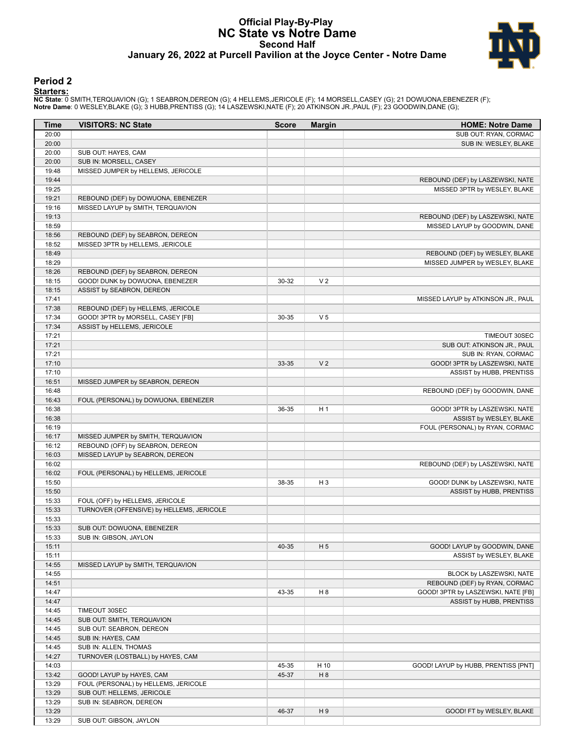# Official Play-By-Play
## NC State vs Notre Dame
### Second Half
### January 26, 2022 at Purcell Pavilion at the Joyce Center - Notre Dame

## Period 2

**Starters:**

**NC State**: 0 SMITH,TERQUAVION (G); 1 SEABRON,DEREON (G); 4 HELLEMS,JERICOLE (F); 14 MORSELL,CASEY (G); 21 DOWUONA,EBENEZER (F);
**Notre Dame**: 0 WESLEY,BLAKE (G); 3 HUBB,PRENTISS (G); 14 LASZEWSKI,NATE (F); 20 ATKINSON JR.,PAUL (F); 23 GOODWIN,DANE (G);

| Time | VISITORS: NC State | Score | Margin | HOME: Notre Dame |
|---|---|---|---|---|
| 20:00 | | | | SUB OUT: RYAN, CORMAC |
| 20:00 | | | | SUB IN: WESLEY, BLAKE |
| 20:00 | SUB OUT: HAYES, CAM | | | |
| 20:00 | SUB IN: MORSELL, CASEY | | | |
| 19:48 | MISSED JUMPER by HELLEMS, JERICOLE | | | |
| 19:44 | | | | REBOUND (DEF) by LASZEWSKI, NATE |
| 19:25 | | | | MISSED 3PTR by WESLEY, BLAKE |
| 19:21 | REBOUND (DEF) by DOWUONA, EBENEZER | | | |
| 19:16 | MISSED LAYUP by SMITH, TERQUAVION | | | |
| 19:13 | | | | REBOUND (DEF) by LASZEWSKI, NATE |
| 18:59 | | | | MISSED LAYUP by GOODWIN, DANE |
| 18:56 | REBOUND (DEF) by SEABRON, DEREON | | | |
| 18:52 | MISSED 3PTR by HELLEMS, JERICOLE | | | |
| 18:49 | | | | REBOUND (DEF) by WESLEY, BLAKE |
| 18:29 | | | | MISSED JUMPER by WESLEY, BLAKE |
| 18:26 | REBOUND (DEF) by SEABRON, DEREON | | | |
| 18:15 | GOOD! DUNK by DOWUONA, EBENEZER | 30-32 | V 2 | |
| 18:15 | ASSIST by SEABRON, DEREON | | | |
| 17:41 | | | | MISSED LAYUP by ATKINSON JR., PAUL |
| 17:38 | REBOUND (DEF) by HELLEMS, JERICOLE | | | |
| 17:34 | GOOD! 3PTR by MORSELL, CASEY [FB] | 30-35 | V 5 | |
| 17:34 | ASSIST by HELLEMS, JERICOLE | | | |
| 17:21 | | | | TIMEOUT 30SEC |
| 17:21 | | | | SUB OUT: ATKINSON JR., PAUL |
| 17:21 | | | | SUB IN: RYAN, CORMAC |
| 17:10 | | 33-35 | V 2 | GOOD! 3PTR by LASZEWSKI, NATE |
| 17:10 | | | | ASSIST by HUBB, PRENTISS |
| 16:51 | MISSED JUMPER by SEABRON, DEREON | | | |
| 16:48 | | | | REBOUND (DEF) by GOODWIN, DANE |
| 16:43 | FOUL (PERSONAL) by DOWUONA, EBENEZER | | | |
| 16:38 | | 36-35 | H 1 | GOOD! 3PTR by LASZEWSKI, NATE |
| 16:38 | | | | ASSIST by WESLEY, BLAKE |
| 16:19 | | | | FOUL (PERSONAL) by RYAN, CORMAC |
| 16:17 | MISSED JUMPER by SMITH, TERQUAVION | | | |
| 16:12 | REBOUND (OFF) by SEABRON, DEREON | | | |
| 16:03 | MISSED LAYUP by SEABRON, DEREON | | | |
| 16:02 | | | | REBOUND (DEF) by LASZEWSKI, NATE |
| 16:02 | FOUL (PERSONAL) by HELLEMS, JERICOLE | | | |
| 15:50 | | 38-35 | H 3 | GOOD! DUNK by LASZEWSKI, NATE |
| 15:50 | | | | ASSIST by HUBB, PRENTISS |
| 15:33 | FOUL (OFF) by HELLEMS, JERICOLE | | | |
| 15:33 | TURNOVER (OFFENSIVE) by HELLEMS, JERICOLE | | | |
| 15:33 | | | | |
| 15:33 | SUB OUT: DOWUONA, EBENEZER | | | |
| 15:33 | SUB IN: GIBSON, JAYLON | | | |
| 15:11 | | 40-35 | H 5 | GOOD! LAYUP by GOODWIN, DANE |
| 15:11 | | | | ASSIST by WESLEY, BLAKE |
| 14:55 | MISSED LAYUP by SMITH, TERQUAVION | | | |
| 14:55 | | | | BLOCK by LASZEWSKI, NATE |
| 14:51 | | | | REBOUND (DEF) by RYAN, CORMAC |
| 14:47 | | 43-35 | H 8 | GOOD! 3PTR by LASZEWSKI, NATE [FB] |
| 14:47 | | | | ASSIST by HUBB, PRENTISS |
| 14:45 | TIMEOUT 30SEC | | | |
| 14:45 | SUB OUT: SMITH, TERQUAVION | | | |
| 14:45 | SUB OUT: SEABRON, DEREON | | | |
| 14:45 | SUB IN: HAYES, CAM | | | |
| 14:45 | SUB IN: ALLEN, THOMAS | | | |
| 14:27 | TURNOVER (LOSTBALL) by HAYES, CAM | | | |
| 14:03 | | 45-35 | H 10 | GOOD! LAYUP by HUBB, PRENTISS [PNT] |
| 13:42 | GOOD! LAYUP by HAYES, CAM | 45-37 | H 8 | |
| 13:29 | FOUL (PERSONAL) by HELLEMS, JERICOLE | | | |
| 13:29 | SUB OUT: HELLEMS, JERICOLE | | | |
| 13:29 | SUB IN: SEABRON, DEREON | | | |
| 13:29 | | 46-37 | H 9 | GOOD! FT by WESLEY, BLAKE |
| 13:29 | SUB OUT: GIBSON, JAYLON | | | |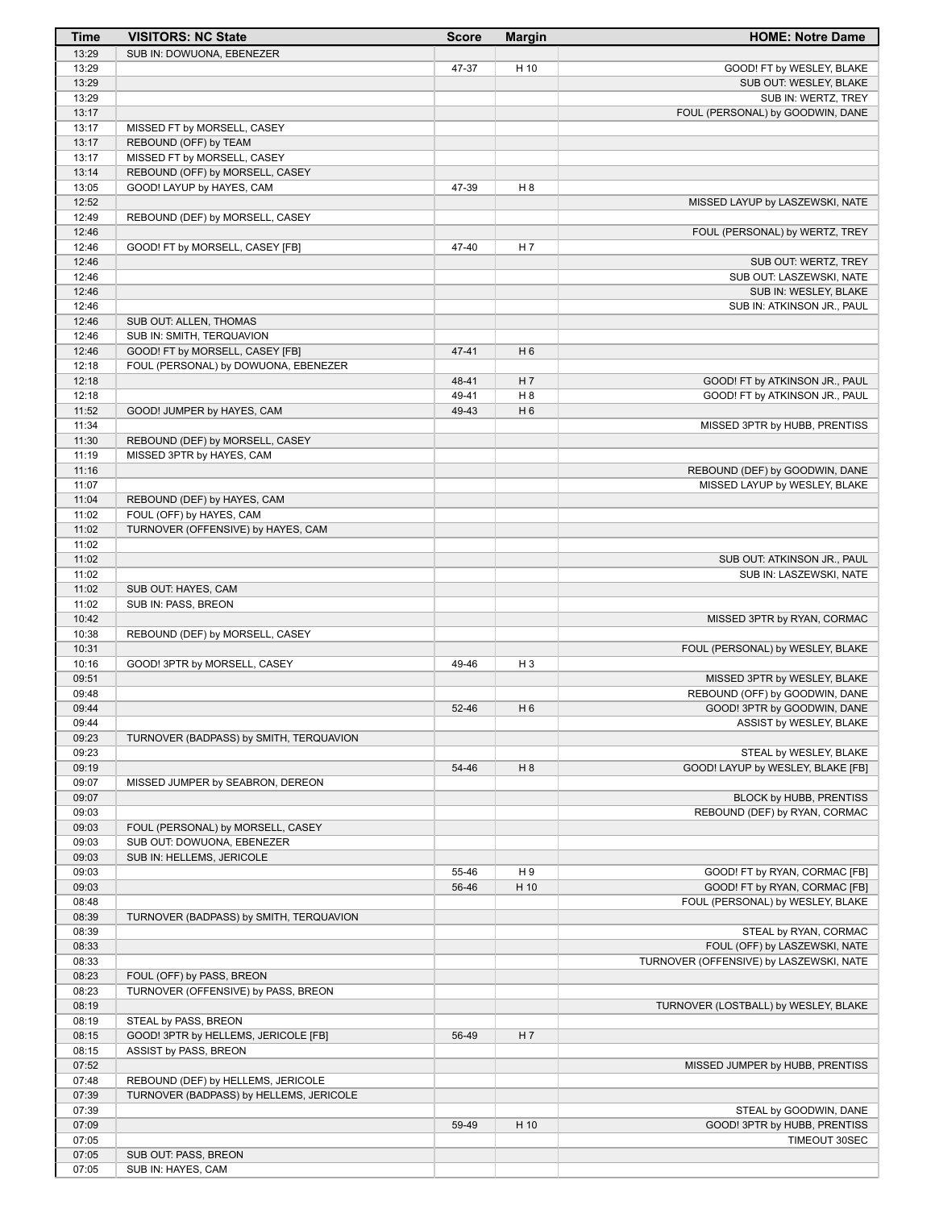| Time | VISITORS: NC State | Score | Margin | HOME: Notre Dame |
|---|---|---|---|---|
| 13:29 | SUB IN: DOWUONA, EBENEZER | | | |
| 13:29 | | 47-37 | H 10 | GOOD! FT by WESLEY, BLAKE |
| 13:29 | | | | SUB OUT: WESLEY, BLAKE |
| 13:29 | | | | SUB IN: WERTZ, TREY |
| 13:17 | | | | FOUL (PERSONAL) by GOODWIN, DANE |
| 13:17 | MISSED FT by MORSELL, CASEY | | | |
| 13:17 | REBOUND (OFF) by TEAM | | | |
| 13:17 | MISSED FT by MORSELL, CASEY | | | |
| 13:14 | REBOUND (OFF) by MORSELL, CASEY | | | |
| 13:05 | GOOD! LAYUP by HAYES, CAM | 47-39 | H 8 | |
| 12:52 | | | | MISSED LAYUP by LASZEWSKI, NATE |
| 12:49 | REBOUND (DEF) by MORSELL, CASEY | | | |
| 12:46 | | | | FOUL (PERSONAL) by WERTZ, TREY |
| 12:46 | GOOD! FT by MORSELL, CASEY [FB] | 47-40 | H 7 | |
| 12:46 | | | | SUB OUT: WERTZ, TREY |
| 12:46 | | | | SUB OUT: LASZEWSKI, NATE |
| 12:46 | | | | SUB IN: WESLEY, BLAKE |
| 12:46 | | | | SUB IN: ATKINSON JR., PAUL |
| 12:46 | SUB OUT: ALLEN, THOMAS | | | |
| 12:46 | SUB IN: SMITH, TERQUAVION | | | |
| 12:46 | GOOD! FT by MORSELL, CASEY [FB] | 47-41 | H 6 | |
| 12:18 | FOUL (PERSONAL) by DOWUONA, EBENEZER | | | |
| 12:18 | | 48-41 | H 7 | GOOD! FT by ATKINSON JR., PAUL |
| 12:18 | | 49-41 | H 8 | GOOD! FT by ATKINSON JR., PAUL |
| 11:52 | GOOD! JUMPER by HAYES, CAM | 49-43 | H 6 | |
| 11:34 | | | | MISSED 3PTR by HUBB, PRENTISS |
| 11:30 | REBOUND (DEF) by MORSELL, CASEY | | | |
| 11:19 | MISSED 3PTR by HAYES, CAM | | | |
| 11:16 | | | | REBOUND (DEF) by GOODWIN, DANE |
| 11:07 | | | | MISSED LAYUP by WESLEY, BLAKE |
| 11:04 | REBOUND (DEF) by HAYES, CAM | | | |
| 11:02 | FOUL (OFF) by HAYES, CAM | | | |
| 11:02 | TURNOVER (OFFENSIVE) by HAYES, CAM | | | |
| 11:02 | | | | |
| 11:02 | | | | SUB OUT: ATKINSON JR., PAUL |
| 11:02 | | | | SUB IN: LASZEWSKI, NATE |
| 11:02 | SUB OUT: HAYES, CAM | | | |
| 11:02 | SUB IN: PASS, BREON | | | |
| 10:42 | | | | MISSED 3PTR by RYAN, CORMAC |
| 10:38 | REBOUND (DEF) by MORSELL, CASEY | | | |
| 10:31 | | | | FOUL (PERSONAL) by WESLEY, BLAKE |
| 10:16 | GOOD! 3PTR by MORSELL, CASEY | 49-46 | H 3 | |
| 09:51 | | | | MISSED 3PTR by WESLEY, BLAKE |
| 09:48 | | | | REBOUND (OFF) by GOODWIN, DANE |
| 09:44 | | 52-46 | H 6 | GOOD! 3PTR by GOODWIN, DANE |
| 09:44 | | | | ASSIST by WESLEY, BLAKE |
| 09:23 | TURNOVER (BADPASS) by SMITH, TERQUAVION | | | |
| 09:23 | | | | STEAL by WESLEY, BLAKE |
| 09:19 | | 54-46 | H 8 | GOOD! LAYUP by WESLEY, BLAKE [FB] |
| 09:07 | MISSED JUMPER by SEABRON, DEREON | | | |
| 09:07 | | | | BLOCK by HUBB, PRENTISS |
| 09:03 | | | | REBOUND (DEF) by RYAN, CORMAC |
| 09:03 | FOUL (PERSONAL) by MORSELL, CASEY | | | |
| 09:03 | SUB OUT: DOWUONA, EBENEZER | | | |
| 09:03 | SUB IN: HELLEMS, JERICOLE | | | |
| 09:03 | | 55-46 | H 9 | GOOD! FT by RYAN, CORMAC [FB] |
| 09:03 | | 56-46 | H 10 | GOOD! FT by RYAN, CORMAC [FB] |
| 08:48 | | | | FOUL (PERSONAL) by WESLEY, BLAKE |
| 08:39 | TURNOVER (BADPASS) by SMITH, TERQUAVION | | | |
| 08:39 | | | | STEAL by RYAN, CORMAC |
| 08:33 | | | | FOUL (OFF) by LASZEWSKI, NATE |
| 08:33 | | | | TURNOVER (OFFENSIVE) by LASZEWSKI, NATE |
| 08:23 | FOUL (OFF) by PASS, BREON | | | |
| 08:23 | TURNOVER (OFFENSIVE) by PASS, BREON | | | |
| 08:19 | | | | TURNOVER (LOSTBALL) by WESLEY, BLAKE |
| 08:19 | STEAL by PASS, BREON | | | |
| 08:15 | GOOD! 3PTR by HELLEMS, JERICOLE [FB] | 56-49 | H 7 | |
| 08:15 | ASSIST by PASS, BREON | | | |
| 07:52 | | | | MISSED JUMPER by HUBB, PRENTISS |
| 07:48 | REBOUND (DEF) by HELLEMS, JERICOLE | | | |
| 07:39 | TURNOVER (BADPASS) by HELLEMS, JERICOLE | | | |
| 07:39 | | | | STEAL by GOODWIN, DANE |
| 07:09 | | 59-49 | H 10 | GOOD! 3PTR by HUBB, PRENTISS |
| 07:05 | | | | TIMEOUT 30SEC |
| 07:05 | SUB OUT: PASS, BREON | | | |
| 07:05 | SUB IN: HAYES, CAM | | | |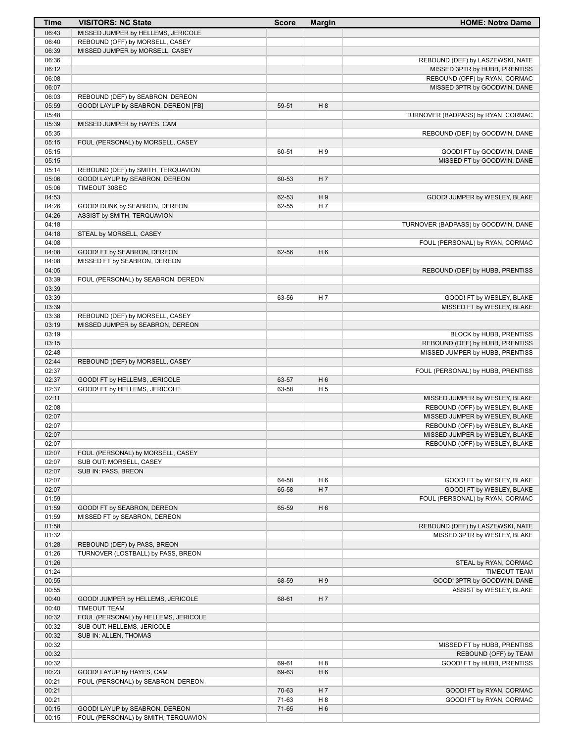| Time | VISITORS: NC State | Score | Margin | HOME: Notre Dame |
|---|---|---|---|---|
| 06:43 | MISSED JUMPER by HELLEMS, JERICOLE | | | |
| 06:40 | REBOUND (OFF) by MORSELL, CASEY | | | |
| 06:39 | MISSED JUMPER by MORSELL, CASEY | | | |
| 06:36 | | | | REBOUND (DEF) by LASZEWSKI, NATE |
| 06:12 | | | | MISSED 3PTR by HUBB, PRENTISS |
| 06:08 | | | | REBOUND (OFF) by RYAN, CORMAC |
| 06:07 | | | | MISSED 3PTR by GOODWIN, DANE |
| 06:03 | REBOUND (DEF) by SEABRON, DEREON | | | |
| 05:59 | GOOD! LAYUP by SEABRON, DEREON [FB] | 59-51 | H 8 | |
| 05:48 | | | | TURNOVER (BADPASS) by RYAN, CORMAC |
| 05:39 | MISSED JUMPER by HAYES, CAM | | | |
| 05:35 | | | | REBOUND (DEF) by GOODWIN, DANE |
| 05:15 | FOUL (PERSONAL) by MORSELL, CASEY | | | |
| 05:15 | | 60-51 | H 9 | GOOD! FT by GOODWIN, DANE |
| 05:15 | | | | MISSED FT by GOODWIN, DANE |
| 05:14 | REBOUND (DEF) by SMITH, TERQUAVION | | | |
| 05:06 | GOOD! LAYUP by SEABRON, DEREON | 60-53 | H 7 | |
| 05:06 | TIMEOUT 30SEC | | | |
| 04:53 | | 62-53 | H 9 | GOOD! JUMPER by WESLEY, BLAKE |
| 04:26 | GOOD! DUNK by SEABRON, DEREON | 62-55 | H 7 | |
| 04:26 | ASSIST by SMITH, TERQUAVION | | | |
| 04:18 | | | | TURNOVER (BADPASS) by GOODWIN, DANE |
| 04:18 | STEAL by MORSELL, CASEY | | | |
| 04:08 | | | | FOUL (PERSONAL) by RYAN, CORMAC |
| 04:08 | GOOD! FT by SEABRON, DEREON | 62-56 | H 6 | |
| 04:08 | MISSED FT by SEABRON, DEREON | | | |
| 04:05 | | | | REBOUND (DEF) by HUBB, PRENTISS |
| 03:39 | FOUL (PERSONAL) by SEABRON, DEREON | | | |
| 03:39 | | | | |
| 03:39 | | 63-56 | H 7 | GOOD! FT by WESLEY, BLAKE |
| 03:39 | | | | MISSED FT by WESLEY, BLAKE |
| 03:38 | REBOUND (DEF) by MORSELL, CASEY | | | |
| 03:19 | MISSED JUMPER by SEABRON, DEREON | | | |
| 03:19 | | | | BLOCK by HUBB, PRENTISS |
| 03:15 | | | | REBOUND (DEF) by HUBB, PRENTISS |
| 02:48 | | | | MISSED JUMPER by HUBB, PRENTISS |
| 02:44 | REBOUND (DEF) by MORSELL, CASEY | | | |
| 02:37 | | | | FOUL (PERSONAL) by HUBB, PRENTISS |
| 02:37 | GOOD! FT by HELLEMS, JERICOLE | 63-57 | H 6 | |
| 02:37 | GOOD! FT by HELLEMS, JERICOLE | 63-58 | H 5 | |
| 02:11 | | | | MISSED JUMPER by WESLEY, BLAKE |
| 02:08 | | | | REBOUND (OFF) by WESLEY, BLAKE |
| 02:07 | | | | MISSED JUMPER by WESLEY, BLAKE |
| 02:07 | | | | REBOUND (OFF) by WESLEY, BLAKE |
| 02:07 | | | | MISSED JUMPER by WESLEY, BLAKE |
| 02:07 | | | | REBOUND (OFF) by WESLEY, BLAKE |
| 02:07 | FOUL (PERSONAL) by MORSELL, CASEY | | | |
| 02:07 | SUB OUT: MORSELL, CASEY | | | |
| 02:07 | SUB IN: PASS, BREON | | | |
| 02:07 | | 64-58 | H 6 | GOOD! FT by WESLEY, BLAKE |
| 02:07 | | 65-58 | H 7 | GOOD! FT by WESLEY, BLAKE |
| 01:59 | | | | FOUL (PERSONAL) by RYAN, CORMAC |
| 01:59 | GOOD! FT by SEABRON, DEREON | 65-59 | H 6 | |
| 01:59 | MISSED FT by SEABRON, DEREON | | | |
| 01:58 | | | | REBOUND (DEF) by LASZEWSKI, NATE |
| 01:32 | | | | MISSED 3PTR by WESLEY, BLAKE |
| 01:28 | REBOUND (DEF) by PASS, BREON | | | |
| 01:26 | TURNOVER (LOSTBALL) by PASS, BREON | | | |
| 01:26 | | | | STEAL by RYAN, CORMAC |
| 01:24 | | | | TIMEOUT TEAM |
| 00:55 | | 68-59 | H 9 | GOOD! 3PTR by GOODWIN, DANE |
| 00:55 | | | | ASSIST by WESLEY, BLAKE |
| 00:40 | GOOD! JUMPER by HELLEMS, JERICOLE | 68-61 | H 7 | |
| 00:40 | TIMEOUT TEAM | | | |
| 00:32 | FOUL (PERSONAL) by HELLEMS, JERICOLE | | | |
| 00:32 | SUB OUT: HELLEMS, JERICOLE | | | |
| 00:32 | SUB IN: ALLEN, THOMAS | | | |
| 00:32 | | | | MISSED FT by HUBB, PRENTISS |
| 00:32 | | | | REBOUND (OFF) by TEAM |
| 00:32 | | 69-61 | H 8 | GOOD! FT by HUBB, PRENTISS |
| 00:23 | GOOD! LAYUP by HAYES, CAM | 69-63 | H 6 | |
| 00:21 | FOUL (PERSONAL) by SEABRON, DEREON | | | |
| 00:21 | | 70-63 | H 7 | GOOD! FT by RYAN, CORMAC |
| 00:21 | | 71-63 | H 8 | GOOD! FT by RYAN, CORMAC |
| 00:15 | GOOD! LAYUP by SEABRON, DEREON | 71-65 | H 6 | |
| 00:15 | FOUL (PERSONAL) by SMITH, TERQUAVION | | | |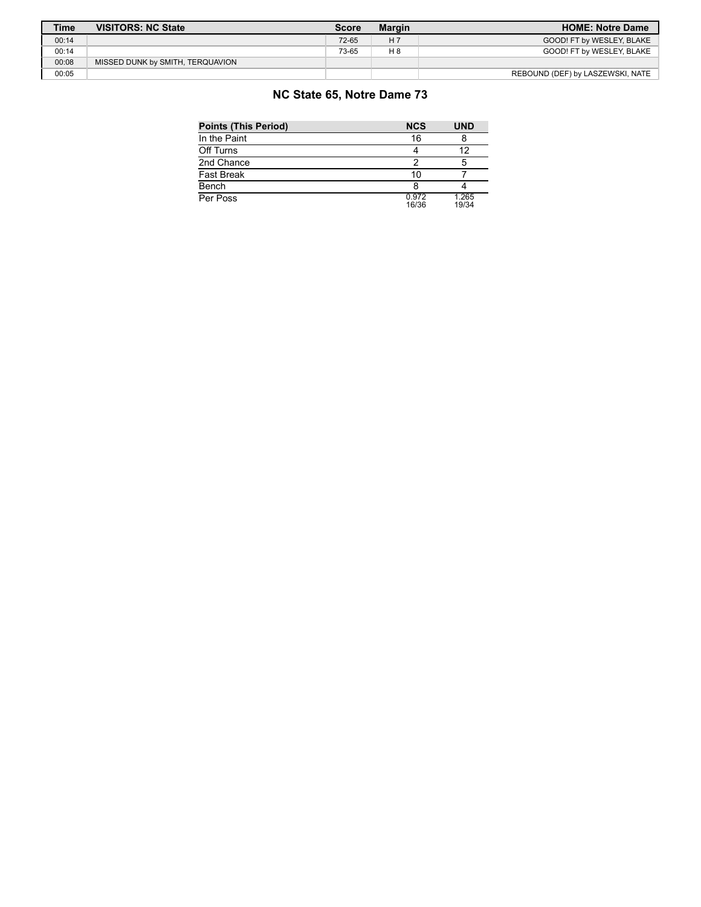| Time | VISITORS: NC State | Score | Margin | HOME: Notre Dame |
| --- | --- | --- | --- | --- |
| 00:14 | | 72-65 | H 7 | GOOD! FT by WESLEY, BLAKE |
| 00:14 | | 73-65 | H 8 | GOOD! FT by WESLEY, BLAKE |
| 00:08 | MISSED DUNK by SMITH, TERQUAVION | | | |
| 00:05 | | | | REBOUND (DEF) by LASZEWSKI, NATE |

## NC State 65, Notre Dame 73

| Points (This Period) | NCS | UND |
| --- | --- | --- |
| In the Paint | 16 | 8 |
| Off Turns | 4 | 12 |
| 2nd Chance | 2 | 5 |
| Fast Break | 10 | 7 |
| Bench | 8 | 4 |
| Per Poss | 0.972 16/36 | 1.265 19/34 |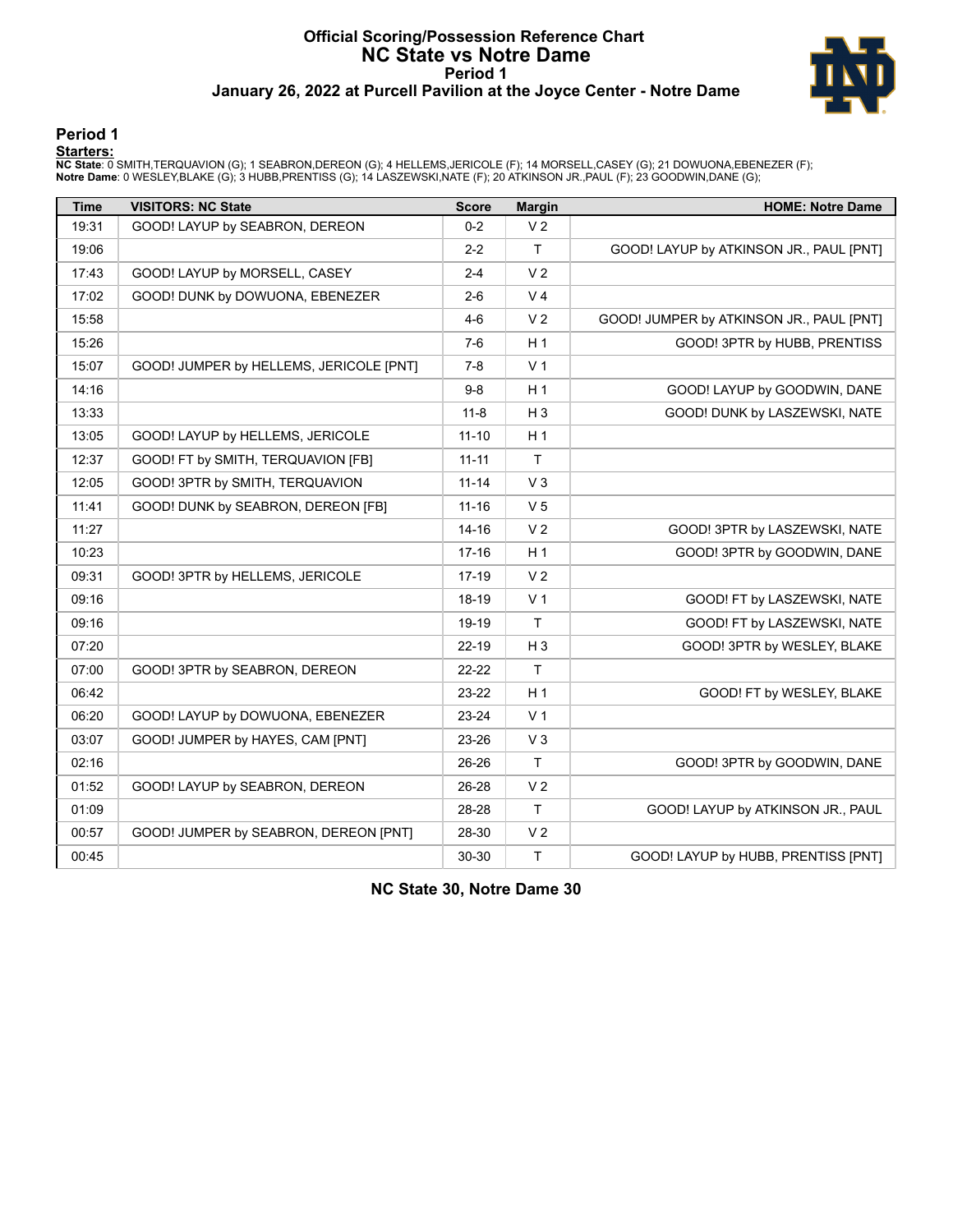# Official Scoring/Possession Reference Chart
# NC State vs Notre Dame
### Period 1
### January 26, 2022 at Purcell Pavilion at the Joyce Center - Notre Dame

## Period 1

**Starters:**

**NC State**: 0 SMITH,TERQUAVION (G); 1 SEABRON,DEREON (G); 4 HELLEMS,JERICOLE (F); 14 MORSELL,CASEY (G); 21 DOWUONA,EBENEZER (F);
**Notre Dame**: 0 WESLEY,BLAKE (G); 3 HUBB,PRENTISS (G); 14 LASZEWSKI,NATE (F); 20 ATKINSON JR.,PAUL (F); 23 GOODWIN,DANE (G);

| Time | VISITORS: NC State | Score | Margin | HOME: Notre Dame |
|---|---|---|---|---|
| 19:31 | GOOD! LAYUP by SEABRON, DEREON | 0-2 | V 2 | |
| 19:06 | | 2-2 | T | GOOD! LAYUP by ATKINSON JR., PAUL [PNT] |
| 17:43 | GOOD! LAYUP by MORSELL, CASEY | 2-4 | V 2 | |
| 17:02 | GOOD! DUNK by DOWUONA, EBENEZER | 2-6 | V 4 | |
| 15:58 | | 4-6 | V 2 | GOOD! JUMPER by ATKINSON JR., PAUL [PNT] |
| 15:26 | | 7-6 | H 1 | GOOD! 3PTR by HUBB, PRENTISS |
| 15:07 | GOOD! JUMPER by HELLEMS, JERICOLE [PNT] | 7-8 | V 1 | |
| 14:16 | | 9-8 | H 1 | GOOD! LAYUP by GOODWIN, DANE |
| 13:33 | | 11-8 | H 3 | GOOD! DUNK by LASZEWSKI, NATE |
| 13:05 | GOOD! LAYUP by HELLEMS, JERICOLE | 11-10 | H 1 | |
| 12:37 | GOOD! FT by SMITH, TERQUAVION [FB] | 11-11 | T | |
| 12:05 | GOOD! 3PTR by SMITH, TERQUAVION | 11-14 | V 3 | |
| 11:41 | GOOD! DUNK by SEABRON, DEREON [FB] | 11-16 | V 5 | |
| 11:27 | | 14-16 | V 2 | GOOD! 3PTR by LASZEWSKI, NATE |
| 10:23 | | 17-16 | H 1 | GOOD! 3PTR by GOODWIN, DANE |
| 09:31 | GOOD! 3PTR by HELLEMS, JERICOLE | 17-19 | V 2 | |
| 09:16 | | 18-19 | V 1 | GOOD! FT by LASZEWSKI, NATE |
| 09:16 | | 19-19 | T | GOOD! FT by LASZEWSKI, NATE |
| 07:20 | | 22-19 | H 3 | GOOD! 3PTR by WESLEY, BLAKE |
| 07:00 | GOOD! 3PTR by SEABRON, DEREON | 22-22 | T | |
| 06:42 | | 23-22 | H 1 | GOOD! FT by WESLEY, BLAKE |
| 06:20 | GOOD! LAYUP by DOWUONA, EBENEZER | 23-24 | V 1 | |
| 03:07 | GOOD! JUMPER by HAYES, CAM [PNT] | 23-26 | V 3 | |
| 02:16 | | 26-26 | T | GOOD! 3PTR by GOODWIN, DANE |
| 01:52 | GOOD! LAYUP by SEABRON, DEREON | 26-28 | V 2 | |
| 01:09 | | 28-28 | T | GOOD! LAYUP by ATKINSON JR., PAUL |
| 00:57 | GOOD! JUMPER by SEABRON, DEREON [PNT] | 28-30 | V 2 | |
| 00:45 | | 30-30 | T | GOOD! LAYUP by HUBB, PRENTISS [PNT] |

**NC State 30, Notre Dame 30**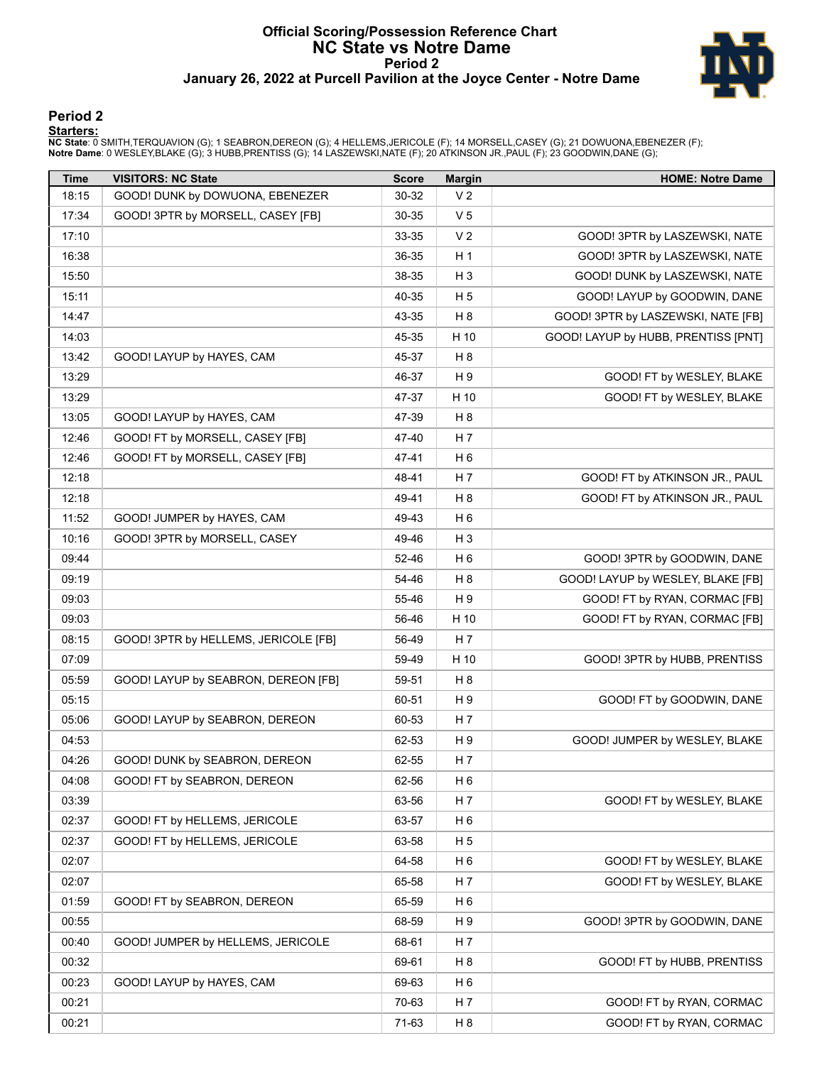# Official Scoring/Possession Reference Chart
# NC State vs Notre Dame
## Period 2
### January 26, 2022 at Purcell Pavilion at the Joyce Center - Notre Dame

## Period 2

**Starters:**

**NC State**: 0 SMITH,TERQUAVION (G); 1 SEABRON,DEREON (G); 4 HELLEMS,JERICOLE (F); 14 MORSELL,CASEY (G); 21 DOWUONA,EBENEZER (F);
**Notre Dame**: 0 WESLEY,BLAKE (G); 3 HUBB,PRENTISS (G); 14 LASZEWSKI,NATE (F); 20 ATKINSON JR.,PAUL (F); 23 GOODWIN,DANE (G);

| Time | VISITORS: NC State | Score | Margin | HOME: Notre Dame |
|---|---|---|---|---|
| 18:15 | GOOD! DUNK by DOWUONA, EBENEZER | 30-32 | V 2 | |
| 17:34 | GOOD! 3PTR by MORSELL, CASEY [FB] | 30-35 | V 5 | |
| 17:10 | | 33-35 | V 2 | GOOD! 3PTR by LASZEWSKI, NATE |
| 16:38 | | 36-35 | H 1 | GOOD! 3PTR by LASZEWSKI, NATE |
| 15:50 | | 38-35 | H 3 | GOOD! DUNK by LASZEWSKI, NATE |
| 15:11 | | 40-35 | H 5 | GOOD! LAYUP by GOODWIN, DANE |
| 14:47 | | 43-35 | H 8 | GOOD! 3PTR by LASZEWSKI, NATE [FB] |
| 14:03 | | 45-35 | H 10 | GOOD! LAYUP by HUBB, PRENTISS [PNT] |
| 13:42 | GOOD! LAYUP by HAYES, CAM | 45-37 | H 8 | |
| 13:29 | | 46-37 | H 9 | GOOD! FT by WESLEY, BLAKE |
| 13:29 | | 47-37 | H 10 | GOOD! FT by WESLEY, BLAKE |
| 13:05 | GOOD! LAYUP by HAYES, CAM | 47-39 | H 8 | |
| 12:46 | GOOD! FT by MORSELL, CASEY [FB] | 47-40 | H 7 | |
| 12:46 | GOOD! FT by MORSELL, CASEY [FB] | 47-41 | H 6 | |
| 12:18 | | 48-41 | H 7 | GOOD! FT by ATKINSON JR., PAUL |
| 12:18 | | 49-41 | H 8 | GOOD! FT by ATKINSON JR., PAUL |
| 11:52 | GOOD! JUMPER by HAYES, CAM | 49-43 | H 6 | |
| 10:16 | GOOD! 3PTR by MORSELL, CASEY | 49-46 | H 3 | |
| 09:44 | | 52-46 | H 6 | GOOD! 3PTR by GOODWIN, DANE |
| 09:19 | | 54-46 | H 8 | GOOD! LAYUP by WESLEY, BLAKE [FB] |
| 09:03 | | 55-46 | H 9 | GOOD! FT by RYAN, CORMAC [FB] |
| 09:03 | | 56-46 | H 10 | GOOD! FT by RYAN, CORMAC [FB] |
| 08:15 | GOOD! 3PTR by HELLEMS, JERICOLE [FB] | 56-49 | H 7 | |
| 07:09 | | 59-49 | H 10 | GOOD! 3PTR by HUBB, PRENTISS |
| 05:59 | GOOD! LAYUP by SEABRON, DEREON [FB] | 59-51 | H 8 | |
| 05:15 | | 60-51 | H 9 | GOOD! FT by GOODWIN, DANE |
| 05:06 | GOOD! LAYUP by SEABRON, DEREON | 60-53 | H 7 | |
| 04:53 | | 62-53 | H 9 | GOOD! JUMPER by WESLEY, BLAKE |
| 04:26 | GOOD! DUNK by SEABRON, DEREON | 62-55 | H 7 | |
| 04:08 | GOOD! FT by SEABRON, DEREON | 62-56 | H 6 | |
| 03:39 | | 63-56 | H 7 | GOOD! FT by WESLEY, BLAKE |
| 02:37 | GOOD! FT by HELLEMS, JERICOLE | 63-57 | H 6 | |
| 02:37 | GOOD! FT by HELLEMS, JERICOLE | 63-58 | H 5 | |
| 02:07 | | 64-58 | H 6 | GOOD! FT by WESLEY, BLAKE |
| 02:07 | | 65-58 | H 7 | GOOD! FT by WESLEY, BLAKE |
| 01:59 | GOOD! FT by SEABRON, DEREON | 65-59 | H 6 | |
| 00:55 | | 68-59 | H 9 | GOOD! 3PTR by GOODWIN, DANE |
| 00:40 | GOOD! JUMPER by HELLEMS, JERICOLE | 68-61 | H 7 | |
| 00:32 | | 69-61 | H 8 | GOOD! FT by HUBB, PRENTISS |
| 00:23 | GOOD! LAYUP by HAYES, CAM | 69-63 | H 6 | |
| 00:21 | | 70-63 | H 7 | GOOD! FT by RYAN, CORMAC |
| 00:21 | | 71-63 | H 8 | GOOD! FT by RYAN, CORMAC |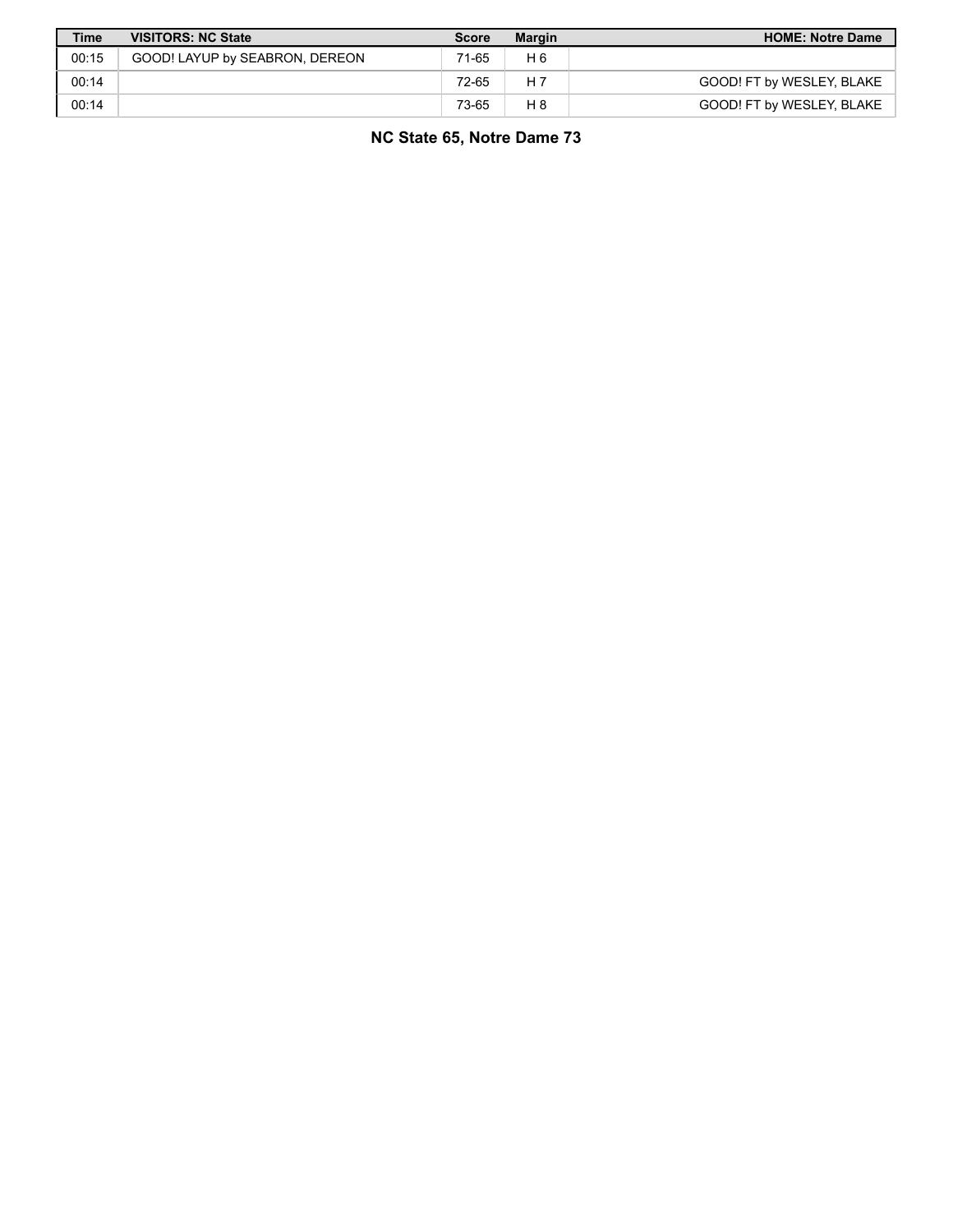| Time | VISITORS: NC State | Score | Margin | HOME: Notre Dame |
| --- | --- | --- | --- | --- |
| 00:15 | GOOD! LAYUP by SEABRON, DEREON | 71-65 | H 6 | |
| 00:14 | | 72-65 | H 7 | GOOD! FT by WESLEY, BLAKE |
| 00:14 | | 73-65 | H 8 | GOOD! FT by WESLEY, BLAKE |

**NC State 65, Notre Dame 73**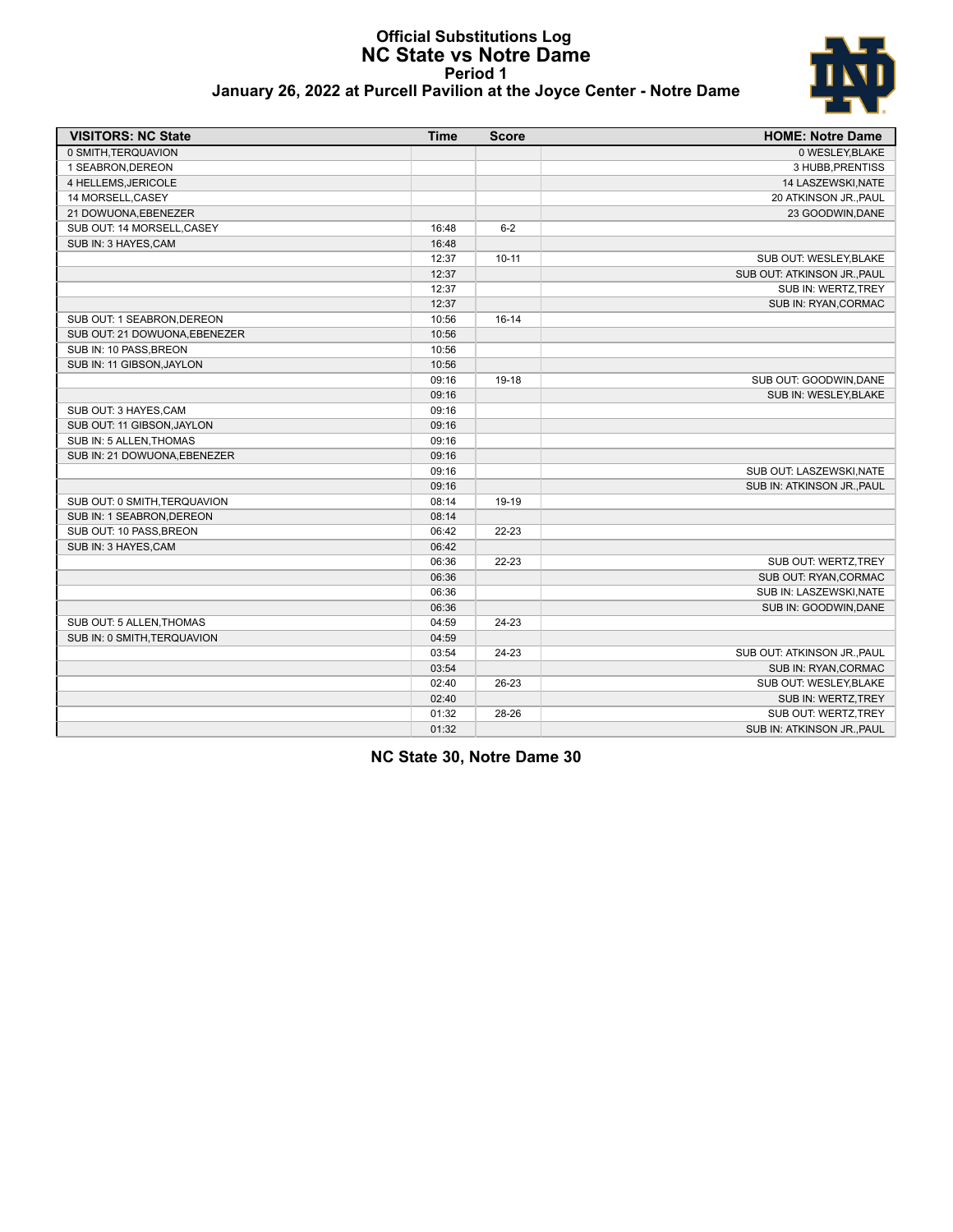# Official Substitutions Log
## NC State vs Notre Dame
### Period 1
### January 26, 2022 at Purcell Pavilion at the Joyce Center - Notre Dame

| VISITORS: NC State | Time | Score | HOME: Notre Dame |
|---|---|---|---|
| 0 SMITH,TERQUAVION | | | 0 WESLEY,BLAKE |
| 1 SEABRON,DEREON | | | 3 HUBB,PRENTISS |
| 4 HELLEMS,JERICOLE | | | 14 LASZEWSKI,NATE |
| 14 MORSELL,CASEY | | | 20 ATKINSON JR.,PAUL |
| 21 DOWUONA,EBENEZER | | | 23 GOODWIN,DANE |
| SUB OUT: 14 MORSELL,CASEY | 16:48 | 6-2 | |
| SUB IN: 3 HAYES,CAM | 16:48 | | |
| | 12:37 | 10-11 | SUB OUT: WESLEY,BLAKE |
| | 12:37 | | SUB OUT: ATKINSON JR.,PAUL |
| | 12:37 | | SUB IN: WERTZ,TREY |
| | 12:37 | | SUB IN: RYAN,CORMAC |
| SUB OUT: 1 SEABRON,DEREON | 10:56 | 16-14 | |
| SUB OUT: 21 DOWUONA,EBENEZER | 10:56 | | |
| SUB IN: 10 PASS,BREON | 10:56 | | |
| SUB IN: 11 GIBSON,JAYLON | 10:56 | | |
| | 09:16 | 19-18 | SUB OUT: GOODWIN,DANE |
| | 09:16 | | SUB IN: WESLEY,BLAKE |
| SUB OUT: 3 HAYES,CAM | 09:16 | | |
| SUB OUT: 11 GIBSON,JAYLON | 09:16 | | |
| SUB IN: 5 ALLEN,THOMAS | 09:16 | | |
| SUB IN: 21 DOWUONA,EBENEZER | 09:16 | | |
| | 09:16 | | SUB OUT: LASZEWSKI,NATE |
| | 09:16 | | SUB IN: ATKINSON JR.,PAUL |
| SUB OUT: 0 SMITH,TERQUAVION | 08:14 | 19-19 | |
| SUB IN: 1 SEABRON,DEREON | 08:14 | | |
| SUB OUT: 10 PASS,BREON | 06:42 | 22-23 | |
| SUB IN: 3 HAYES,CAM | 06:42 | | |
| | 06:36 | 22-23 | SUB OUT: WERTZ,TREY |
| | 06:36 | | SUB OUT: RYAN,CORMAC |
| | 06:36 | | SUB IN: LASZEWSKI,NATE |
| | 06:36 | | SUB IN: GOODWIN,DANE |
| SUB OUT: 5 ALLEN,THOMAS | 04:59 | 24-23 | |
| SUB IN: 0 SMITH,TERQUAVION | 04:59 | | |
| | 03:54 | 24-23 | SUB OUT: ATKINSON JR.,PAUL |
| | 03:54 | | SUB IN: RYAN,CORMAC |
| | 02:40 | 26-23 | SUB OUT: WESLEY,BLAKE |
| | 02:40 | | SUB IN: WERTZ,TREY |
| | 01:32 | 28-26 | SUB OUT: WERTZ,TREY |
| | 01:32 | | SUB IN: ATKINSON JR.,PAUL |

**NC State 30, Notre Dame 30**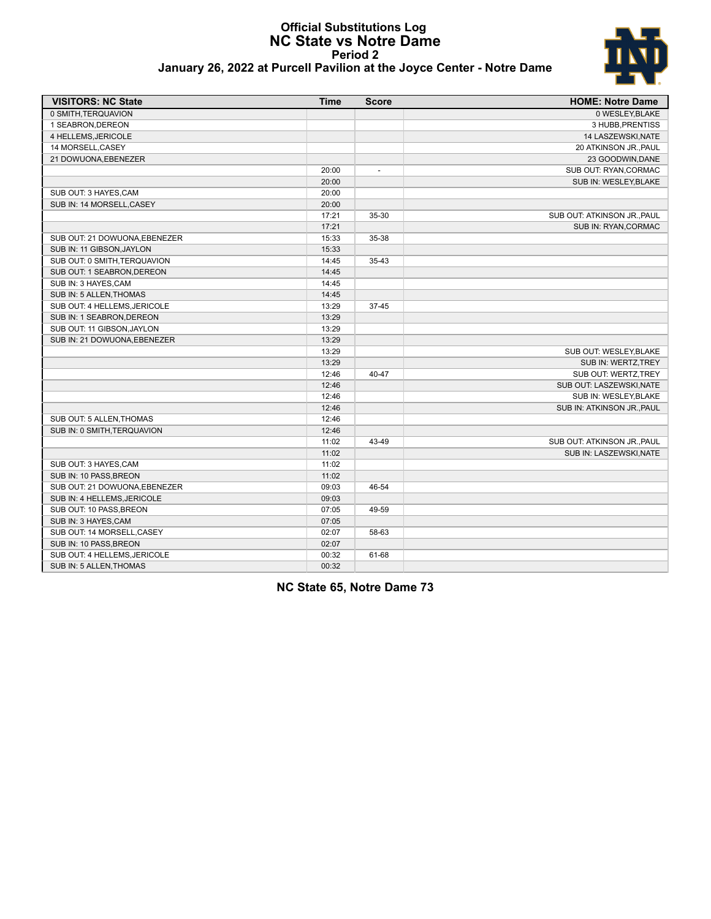# Official Substitutions Log
# NC State vs Notre Dame
## Period 2
### January 26, 2022 at Purcell Pavilion at the Joyce Center - Notre Dame

| VISITORS: NC State | Time | Score | HOME: Notre Dame |
| --- | --- | --- | --- |
| 0 SMITH,TERQUAVION | | | 0 WESLEY,BLAKE |
| 1 SEABRON,DEREON | | | 3 HUBB,PRENTISS |
| 4 HELLEMS,JERICOLE | | | 14 LASZEWSKI,NATE |
| 14 MORSELL,CASEY | | | 20 ATKINSON JR.,PAUL |
| 21 DOWUONA,EBENEZER | | | 23 GOODWIN,DANE |
| | 20:00 | - | SUB OUT: RYAN,CORMAC |
| | 20:00 | | SUB IN: WESLEY,BLAKE |
| SUB OUT: 3 HAYES,CAM | 20:00 | | |
| SUB IN: 14 MORSELL,CASEY | 20:00 | | |
| | 17:21 | 35-30 | SUB OUT: ATKINSON JR.,PAUL |
| | 17:21 | | SUB IN: RYAN,CORMAC |
| SUB OUT: 21 DOWUONA,EBENEZER | 15:33 | 35-38 | |
| SUB IN: 11 GIBSON,JAYLON | 15:33 | | |
| SUB OUT: 0 SMITH,TERQUAVION | 14:45 | 35-43 | |
| SUB OUT: 1 SEABRON,DEREON | 14:45 | | |
| SUB IN: 3 HAYES,CAM | 14:45 | | |
| SUB IN: 5 ALLEN,THOMAS | 14:45 | | |
| SUB OUT: 4 HELLEMS,JERICOLE | 13:29 | 37-45 | |
| SUB IN: 1 SEABRON,DEREON | 13:29 | | |
| SUB OUT: 11 GIBSON,JAYLON | 13:29 | | |
| SUB IN: 21 DOWUONA,EBENEZER | 13:29 | | |
| | 13:29 | | SUB OUT: WESLEY,BLAKE |
| | 13:29 | | SUB IN: WERTZ,TREY |
| | 12:46 | 40-47 | SUB OUT: WERTZ,TREY |
| | 12:46 | | SUB OUT: LASZEWSKI,NATE |
| | 12:46 | | SUB IN: WESLEY,BLAKE |
| | 12:46 | | SUB IN: ATKINSON JR.,PAUL |
| SUB OUT: 5 ALLEN,THOMAS | 12:46 | | |
| SUB IN: 0 SMITH,TERQUAVION | 12:46 | | |
| | 11:02 | 43-49 | SUB OUT: ATKINSON JR.,PAUL |
| | 11:02 | | SUB IN: LASZEWSKI,NATE |
| SUB OUT: 3 HAYES,CAM | 11:02 | | |
| SUB IN: 10 PASS,BREON | 11:02 | | |
| SUB OUT: 21 DOWUONA,EBENEZER | 09:03 | 46-54 | |
| SUB IN: 4 HELLEMS,JERICOLE | 09:03 | | |
| SUB OUT: 10 PASS,BREON | 07:05 | 49-59 | |
| SUB IN: 3 HAYES,CAM | 07:05 | | |
| SUB OUT: 14 MORSELL,CASEY | 02:07 | 58-63 | |
| SUB IN: 10 PASS,BREON | 02:07 | | |
| SUB OUT: 4 HELLEMS,JERICOLE | 00:32 | 61-68 | |
| SUB IN: 5 ALLEN,THOMAS | 00:32 | | |

**NC State 65, Notre Dame 73**